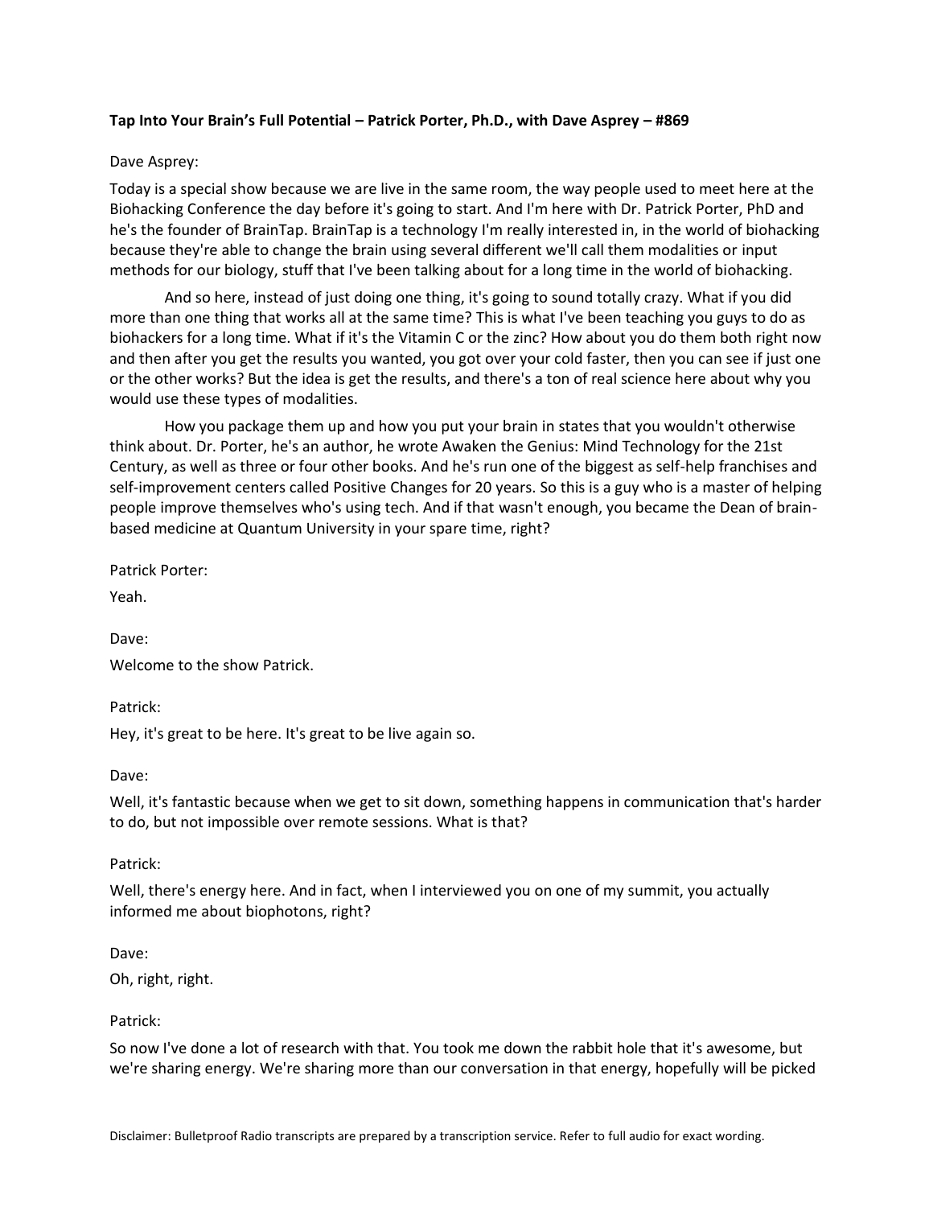**Tap Into Your Brain's Full Potential – Patrick Porter, Ph.D., with Dave Asprey – #869**

Dave Asprey:

Today is a special show because we are live in the same room, the way people used to meet here at the Biohacking Conference the day before it's going to start. And I'm here with Dr. Patrick Porter, PhD and he's the founder of BrainTap. BrainTap is a technology I'm really interested in, in the world of biohacking because they're able to change the brain using several different we'll call them modalities or input methods for our biology, stuff that I've been talking about for a long time in the world of biohacking.

And so here, instead of just doing one thing, it's going to sound totally crazy. What if you did more than one thing that works all at the same time? This is what I've been teaching you guys to do as biohackers for a long time. What if it's the Vitamin C or the zinc? How about you do them both right now and then after you get the results you wanted, you got over your cold faster, then you can see if just one or the other works? But the idea is get the results, and there's a ton of real science here about why you would use these types of modalities.

How you package them up and how you put your brain in states that you wouldn't otherwise think about. Dr. Porter, he's an author, he wrote Awaken the Genius: Mind Technology for the 21st Century, as well as three or four other books. And he's run one of the biggest as self-help franchises and self-improvement centers called Positive Changes for 20 years. So this is a guy who is a master of helping people improve themselves who's using tech. And if that wasn't enough, you became the Dean of brain-based medicine at Quantum University in your spare time, right?

Patrick Porter:

Yeah.

Dave:

Welcome to the show Patrick.

Patrick:

Hey, it's great to be here. It's great to be live again so.

Dave:

Well, it's fantastic because when we get to sit down, something happens in communication that's harder to do, but not impossible over remote sessions. What is that?

Patrick:

Well, there's energy here. And in fact, when I interviewed you on one of my summit, you actually informed me about biophotons, right?

Dave:

Oh, right, right.

Patrick:

So now I've done a lot of research with that. You took me down the rabbit hole that it's awesome, but we're sharing energy. We're sharing more than our conversation in that energy, hopefully will be picked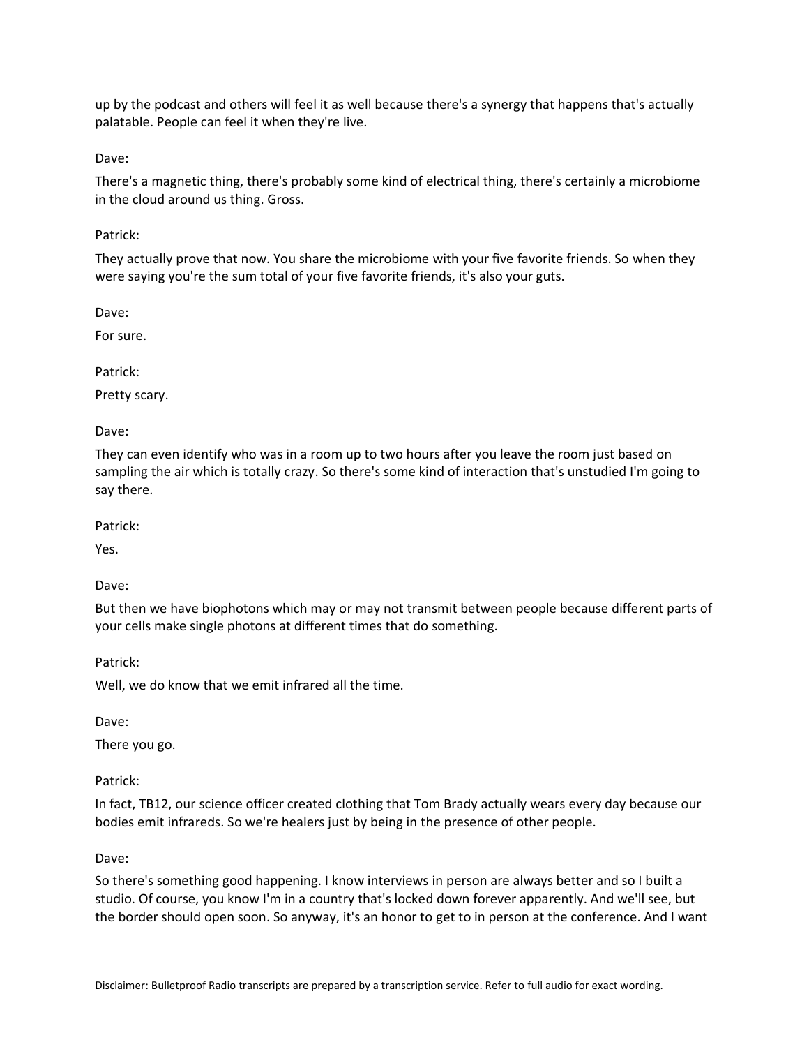up by the podcast and others will feel it as well because there's a synergy that happens that's actually palatable. People can feel it when they're live.

Dave:

There's a magnetic thing, there's probably some kind of electrical thing, there's certainly a microbiome in the cloud around us thing. Gross.

Patrick:

They actually prove that now. You share the microbiome with your five favorite friends. So when they were saying you're the sum total of your five favorite friends, it's also your guts.

Dave:

For sure.

Patrick:

Pretty scary.

Dave:

They can even identify who was in a room up to two hours after you leave the room just based on sampling the air which is totally crazy. So there's some kind of interaction that's unstudied I'm going to say there.

Patrick:

Yes.

Dave:

But then we have biophotons which may or may not transmit between people because different parts of your cells make single photons at different times that do something.

Patrick:

Well, we do know that we emit infrared all the time.

Dave:

There you go.

Patrick:

In fact, TB12, our science officer created clothing that Tom Brady actually wears every day because our bodies emit infrareds. So we're healers just by being in the presence of other people.

Dave:

So there's something good happening. I know interviews in person are always better and so I built a studio. Of course, you know I'm in a country that's locked down forever apparently. And we'll see, but the border should open soon. So anyway, it's an honor to get to in person at the conference. And I want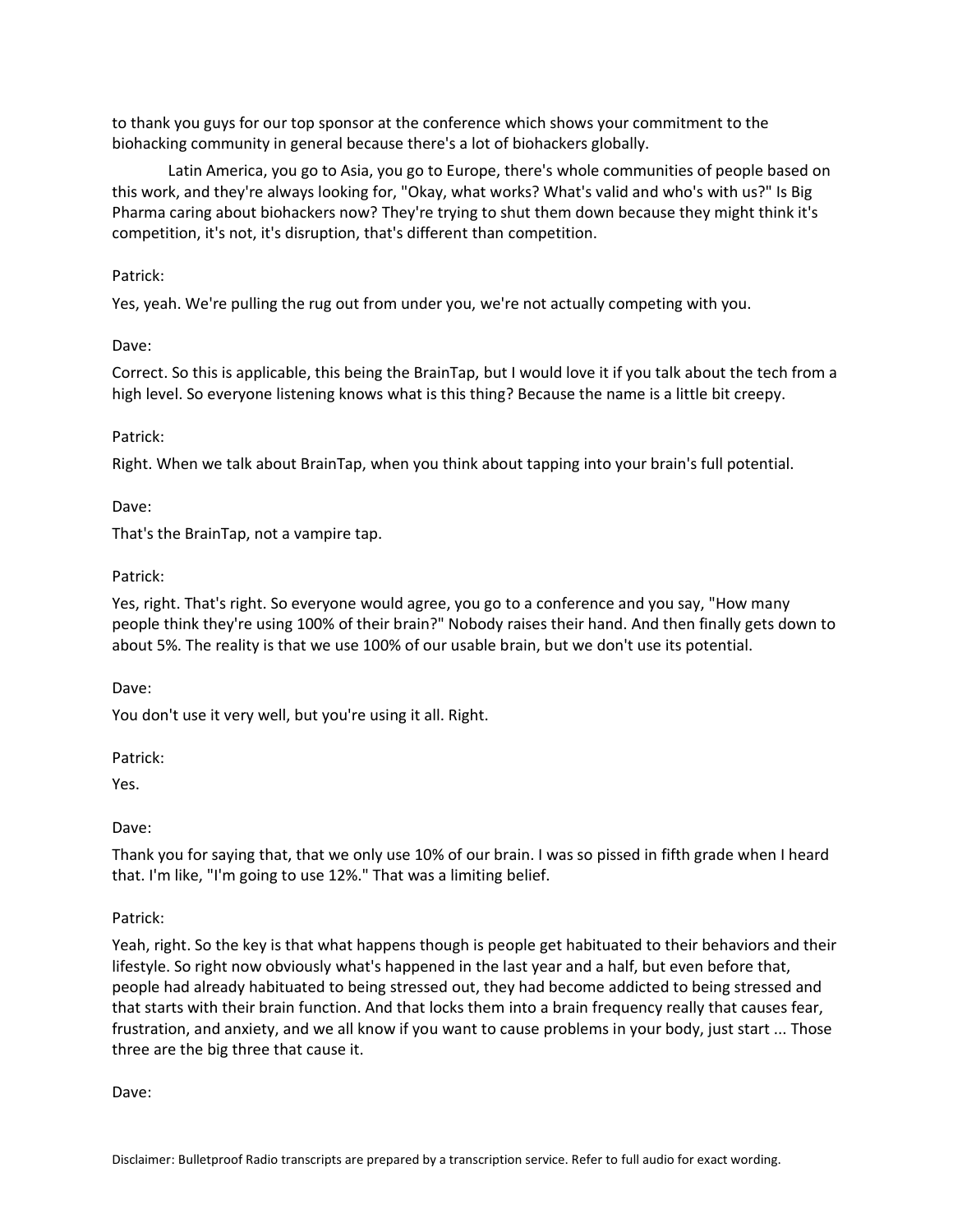to thank you guys for our top sponsor at the conference which shows your commitment to the biohacking community in general because there's a lot of biohackers globally.

Latin America, you go to Asia, you go to Europe, there's whole communities of people based on this work, and they're always looking for, "Okay, what works? What's valid and who's with us?" Is Big Pharma caring about biohackers now? They're trying to shut them down because they might think it's competition, it's not, it's disruption, that's different than competition.

Patrick:

Yes, yeah. We're pulling the rug out from under you, we're not actually competing with you.

Dave:

Correct. So this is applicable, this being the BrainTap, but I would love it if you talk about the tech from a high level. So everyone listening knows what is this thing? Because the name is a little bit creepy.

Patrick:

Right. When we talk about BrainTap, when you think about tapping into your brain's full potential.

Dave:

That's the BrainTap, not a vampire tap.

Patrick:

Yes, right. That's right. So everyone would agree, you go to a conference and you say, "How many people think they're using 100% of their brain?" Nobody raises their hand. And then finally gets down to about 5%. The reality is that we use 100% of our usable brain, but we don't use its potential.

Dave:

You don't use it very well, but you're using it all. Right.

Patrick:

Yes.

Dave:

Thank you for saying that, that we only use 10% of our brain. I was so pissed in fifth grade when I heard that. I'm like, "I'm going to use 12%." That was a limiting belief.

Patrick:

Yeah, right. So the key is that what happens though is people get habituated to their behaviors and their lifestyle. So right now obviously what's happened in the last year and a half, but even before that, people had already habituated to being stressed out, they had become addicted to being stressed and that starts with their brain function. And that locks them into a brain frequency really that causes fear, frustration, and anxiety, and we all know if you want to cause problems in your body, just start ... Those three are the big three that cause it.

Dave:

Disclaimer: Bulletproof Radio transcripts are prepared by a transcription service. Refer to full audio for exact wording.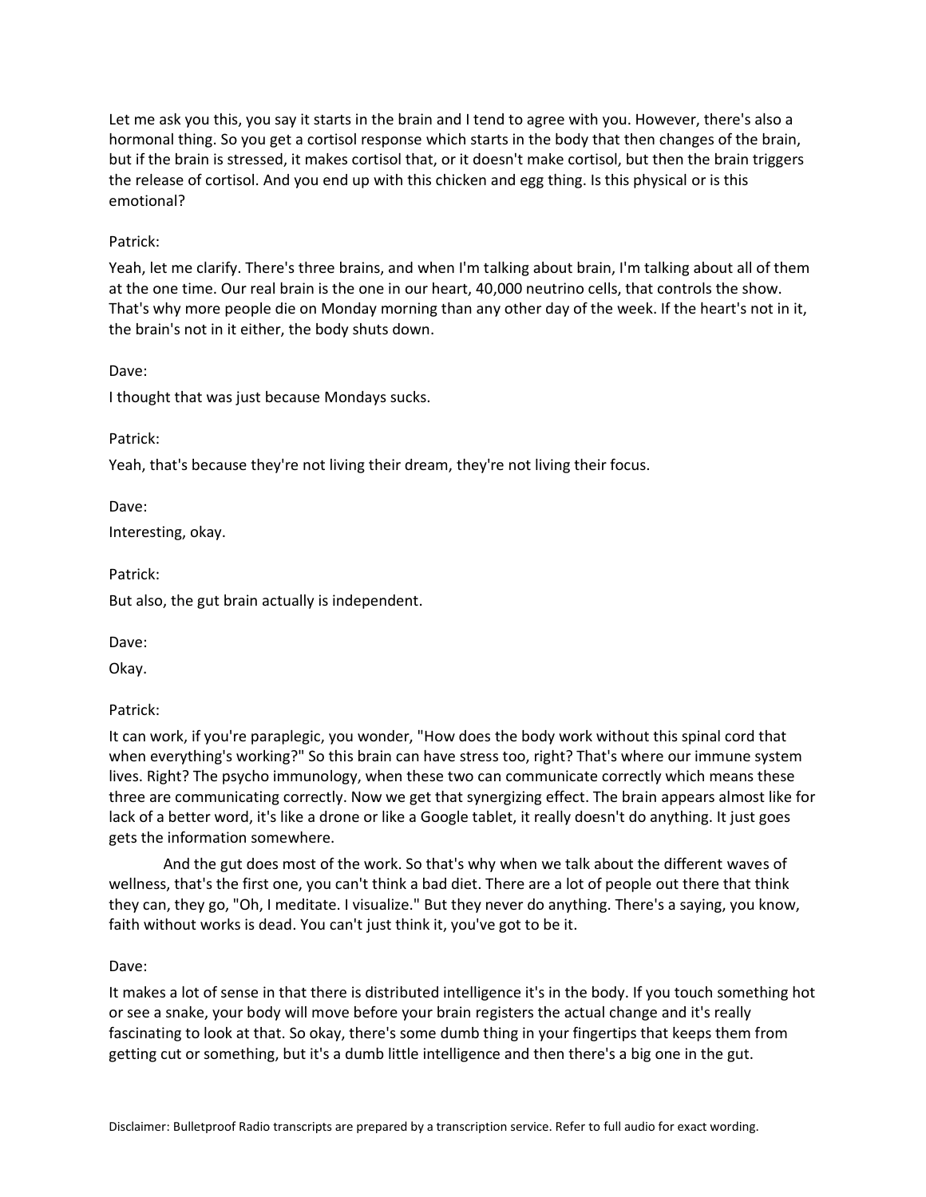Let me ask you this, you say it starts in the brain and I tend to agree with you. However, there's also a hormonal thing. So you get a cortisol response which starts in the body that then changes of the brain, but if the brain is stressed, it makes cortisol that, or it doesn't make cortisol, but then the brain triggers the release of cortisol. And you end up with this chicken and egg thing. Is this physical or is this emotional?

Patrick:

Yeah, let me clarify. There's three brains, and when I'm talking about brain, I'm talking about all of them at the one time. Our real brain is the one in our heart, 40,000 neutrino cells, that controls the show. That's why more people die on Monday morning than any other day of the week. If the heart's not in it, the brain's not in it either, the body shuts down.

Dave:

I thought that was just because Mondays sucks.

Patrick:

Yeah, that's because they're not living their dream, they're not living their focus.

Dave:

Interesting, okay.

Patrick:

But also, the gut brain actually is independent.

Dave:

Okay.

Patrick:

It can work, if you're paraplegic, you wonder, "How does the body work without this spinal cord that when everything's working?" So this brain can have stress too, right? That's where our immune system lives. Right? The psycho immunology, when these two can communicate correctly which means these three are communicating correctly. Now we get that synergizing effect. The brain appears almost like for lack of a better word, it's like a drone or like a Google tablet, it really doesn't do anything. It just goes gets the information somewhere.

And the gut does most of the work. So that's why when we talk about the different waves of wellness, that's the first one, you can't think a bad diet. There are a lot of people out there that think they can, they go, "Oh, I meditate. I visualize." But they never do anything. There's a saying, you know, faith without works is dead. You can't just think it, you've got to be it.

Dave:

It makes a lot of sense in that there is distributed intelligence it's in the body. If you touch something hot or see a snake, your body will move before your brain registers the actual change and it's really fascinating to look at that. So okay, there's some dumb thing in your fingertips that keeps them from getting cut or something, but it's a dumb little intelligence and then there's a big one in the gut.

Disclaimer: Bulletproof Radio transcripts are prepared by a transcription service. Refer to full audio for exact wording.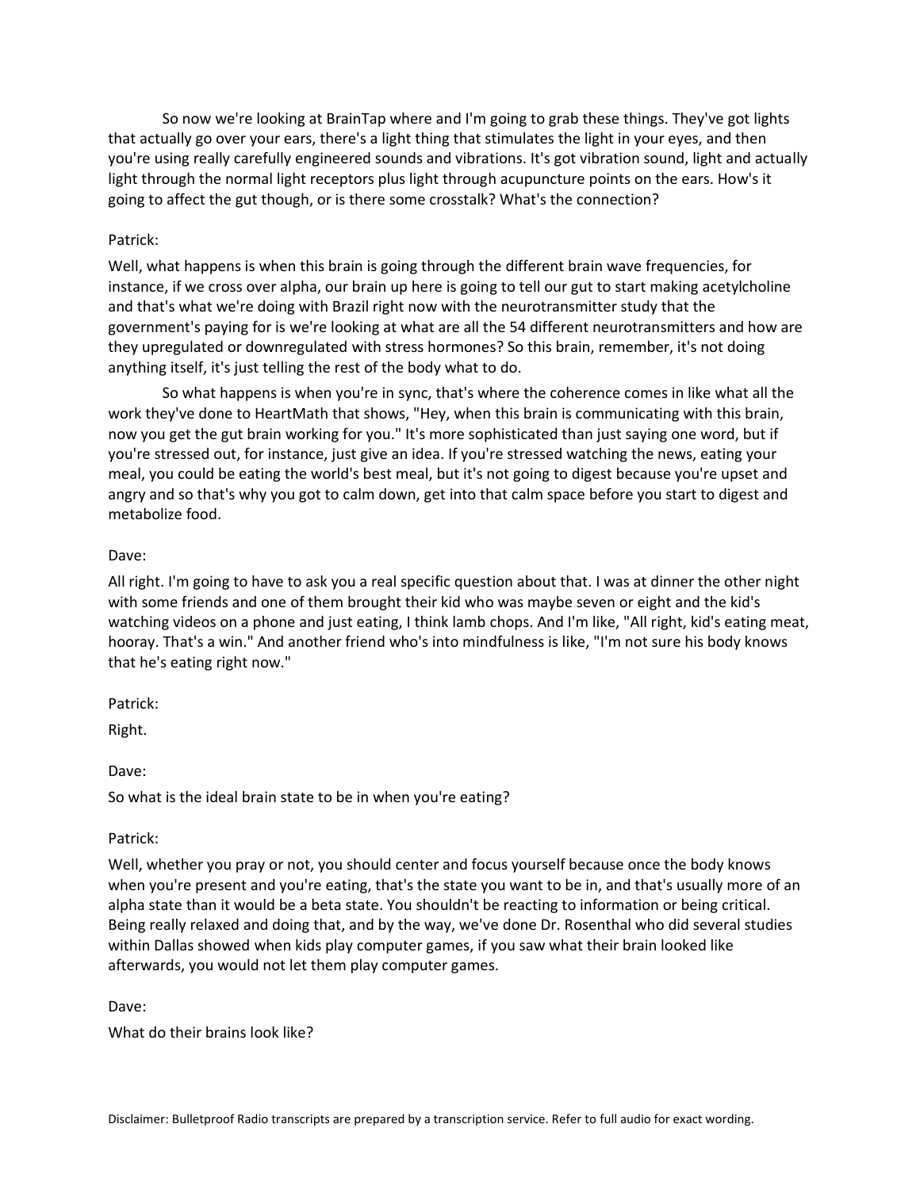So now we're looking at BrainTap where and I'm going to grab these things. They've got lights that actually go over your ears, there's a light thing that stimulates the light in your eyes, and then you're using really carefully engineered sounds and vibrations. It's got vibration sound, light and actually light through the normal light receptors plus light through acupuncture points on the ears. How's it going to affect the gut though, or is there some crosstalk? What's the connection?

Patrick:

Well, what happens is when this brain is going through the different brain wave frequencies, for instance, if we cross over alpha, our brain up here is going to tell our gut to start making acetylcholine and that's what we're doing with Brazil right now with the neurotransmitter study that the government's paying for is we're looking at what are all the 54 different neurotransmitters and how are they upregulated or downregulated with stress hormones? So this brain, remember, it's not doing anything itself, it's just telling the rest of the body what to do.

So what happens is when you're in sync, that's where the coherence comes in like what all the work they've done to HeartMath that shows, "Hey, when this brain is communicating with this brain, now you get the gut brain working for you." It's more sophisticated than just saying one word, but if you're stressed out, for instance, just give an idea. If you're stressed watching the news, eating your meal, you could be eating the world's best meal, but it's not going to digest because you're upset and angry and so that's why you got to calm down, get into that calm space before you start to digest and metabolize food.

Dave:

All right. I'm going to have to ask you a real specific question about that. I was at dinner the other night with some friends and one of them brought their kid who was maybe seven or eight and the kid's watching videos on a phone and just eating, I think lamb chops. And I'm like, "All right, kid's eating meat, hooray. That's a win." And another friend who's into mindfulness is like, "I'm not sure his body knows that he's eating right now."

Patrick:

Right.

Dave:

So what is the ideal brain state to be in when you're eating?

Patrick:

Well, whether you pray or not, you should center and focus yourself because once the body knows when you're present and you're eating, that's the state you want to be in, and that's usually more of an alpha state than it would be a beta state. You shouldn't be reacting to information or being critical. Being really relaxed and doing that, and by the way, we've done Dr. Rosenthal who did several studies within Dallas showed when kids play computer games, if you saw what their brain looked like afterwards, you would not let them play computer games.

Dave:

What do their brains look like?

Disclaimer: Bulletproof Radio transcripts are prepared by a transcription service. Refer to full audio for exact wording.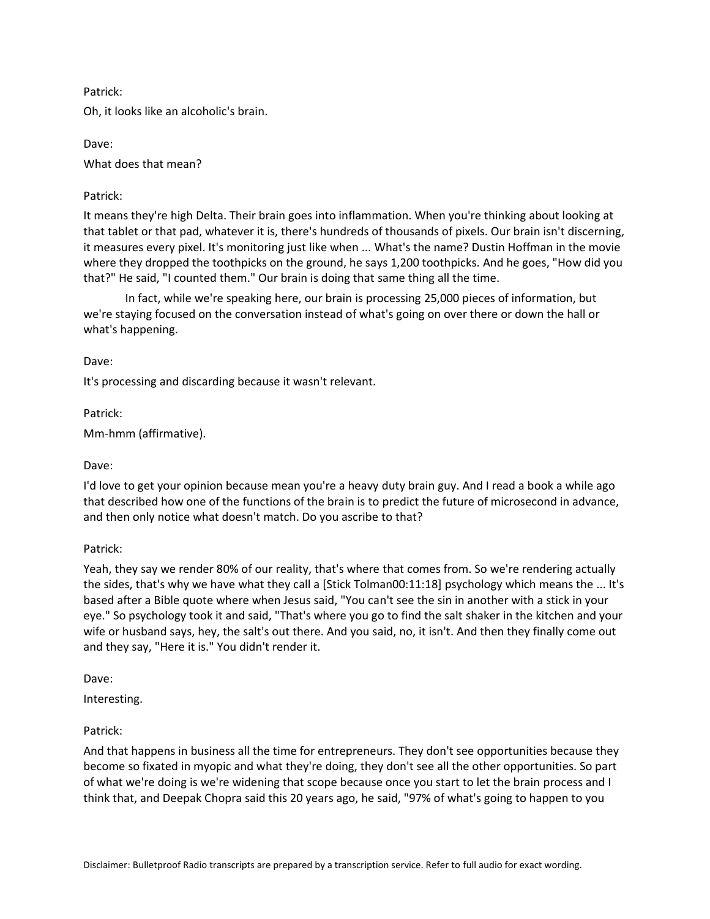Patrick:

Oh, it looks like an alcoholic's brain.

Dave:

What does that mean?

Patrick:

It means they're high Delta. Their brain goes into inflammation. When you're thinking about looking at that tablet or that pad, whatever it is, there's hundreds of thousands of pixels. Our brain isn't discerning, it measures every pixel. It's monitoring just like when ... What's the name? Dustin Hoffman in the movie where they dropped the toothpicks on the ground, he says 1,200 toothpicks. And he goes, "How did you that?" He said, "I counted them." Our brain is doing that same thing all the time.

In fact, while we're speaking here, our brain is processing 25,000 pieces of information, but we're staying focused on the conversation instead of what's going on over there or down the hall or what's happening.

Dave:

It's processing and discarding because it wasn't relevant.

Patrick:

Mm-hmm (affirmative).

Dave:

I'd love to get your opinion because mean you're a heavy duty brain guy. And I read a book a while ago that described how one of the functions of the brain is to predict the future of microsecond in advance, and then only notice what doesn't match. Do you ascribe to that?

Patrick:

Yeah, they say we render 80% of our reality, that's where that comes from. So we're rendering actually the sides, that's why we have what they call a [Stick Tolman00:11:18] psychology which means the ... It's based after a Bible quote where when Jesus said, "You can't see the sin in another with a stick in your eye." So psychology took it and said, "That's where you go to find the salt shaker in the kitchen and your wife or husband says, hey, the salt's out there. And you said, no, it isn't. And then they finally come out and they say, "Here it is." You didn't render it.

Dave:

Interesting.

Patrick:

And that happens in business all the time for entrepreneurs. They don't see opportunities because they become so fixated in myopic and what they're doing, they don't see all the other opportunities. So part of what we're doing is we're widening that scope because once you start to let the brain process and I think that, and Deepak Chopra said this 20 years ago, he said, "97% of what's going to happen to you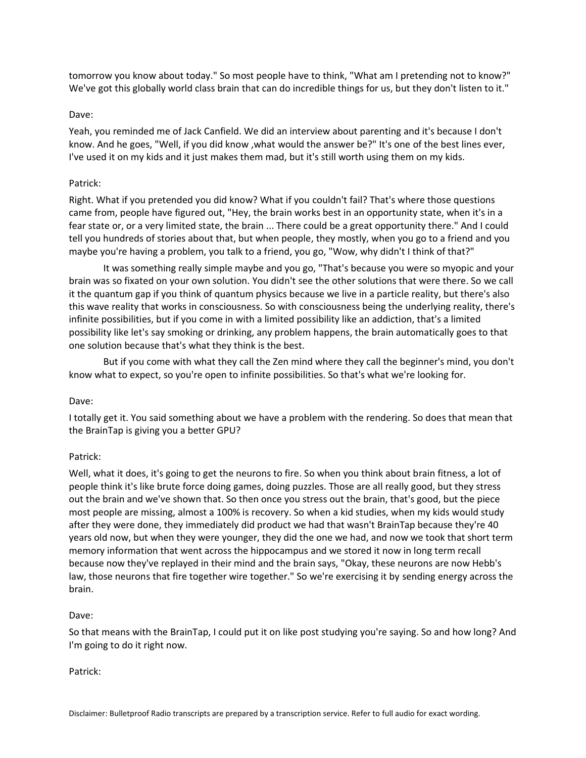tomorrow you know about today." So most people have to think, "What am I pretending not to know?" We've got this globally world class brain that can do incredible things for us, but they don't listen to it."

Dave:

Yeah, you reminded me of Jack Canfield. We did an interview about parenting and it's because I don't know. And he goes, "Well, if you did know ,what would the answer be?" It's one of the best lines ever, I've used it on my kids and it just makes them mad, but it's still worth using them on my kids.

Patrick:

Right. What if you pretended you did know? What if you couldn't fail? That's where those questions came from, people have figured out, "Hey, the brain works best in an opportunity state, when it's in a fear state or, or a very limited state, the brain ... There could be a great opportunity there." And I could tell you hundreds of stories about that, but when people, they mostly, when you go to a friend and you maybe you're having a problem, you talk to a friend, you go, "Wow, why didn't I think of that?"

It was something really simple maybe and you go, "That's because you were so myopic and your brain was so fixated on your own solution. You didn't see the other solutions that were there. So we call it the quantum gap if you think of quantum physics because we live in a particle reality, but there's also this wave reality that works in consciousness. So with consciousness being the underlying reality, there's infinite possibilities, but if you come in with a limited possibility like an addiction, that's a limited possibility like let's say smoking or drinking, any problem happens, the brain automatically goes to that one solution because that's what they think is the best.

But if you come with what they call the Zen mind where they call the beginner's mind, you don't know what to expect, so you're open to infinite possibilities. So that's what we're looking for.

Dave:

I totally get it. You said something about we have a problem with the rendering. So does that mean that the BrainTap is giving you a better GPU?

Patrick:

Well, what it does, it's going to get the neurons to fire. So when you think about brain fitness, a lot of people think it's like brute force doing games, doing puzzles. Those are all really good, but they stress out the brain and we've shown that. So then once you stress out the brain, that's good, but the piece most people are missing, almost a 100% is recovery. So when a kid studies, when my kids would study after they were done, they immediately did product we had that wasn't BrainTap because they're 40 years old now, but when they were younger, they did the one we had, and now we took that short term memory information that went across the hippocampus and we stored it now in long term recall because now they've replayed in their mind and the brain says, "Okay, these neurons are now Hebb's law, those neurons that fire together wire together." So we're exercising it by sending energy across the brain.

Dave:

So that means with the BrainTap, I could put it on like post studying you're saying. So and how long? And I'm going to do it right now.

Patrick:

Disclaimer: Bulletproof Radio transcripts are prepared by a transcription service. Refer to full audio for exact wording.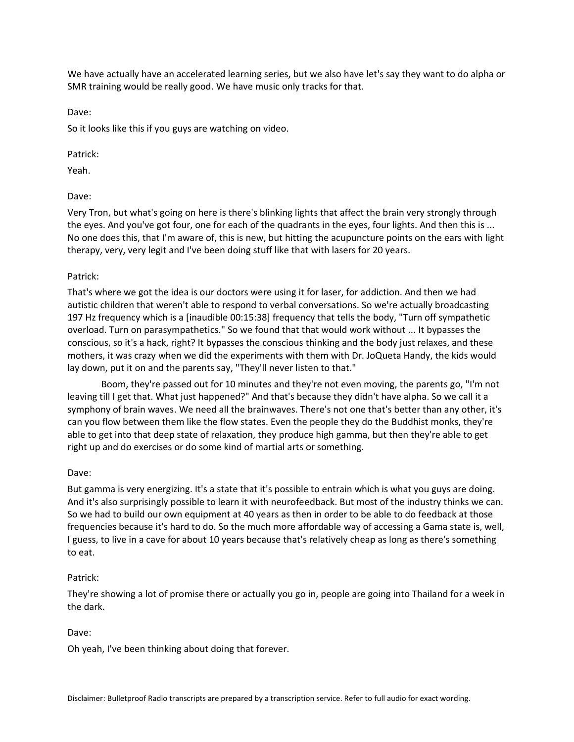We have actually have an accelerated learning series, but we also have let's say they want to do alpha or SMR training would be really good. We have music only tracks for that.

Dave:

So it looks like this if you guys are watching on video.

Patrick:

Yeah.

Dave:

Very Tron, but what's going on here is there's blinking lights that affect the brain very strongly through the eyes. And you've got four, one for each of the quadrants in the eyes, four lights. And then this is ... No one does this, that I'm aware of, this is new, but hitting the acupuncture points on the ears with light therapy, very, very legit and I've been doing stuff like that with lasers for 20 years.

Patrick:

That's where we got the idea is our doctors were using it for laser, for addiction. And then we had autistic children that weren't able to respond to verbal conversations. So we're actually broadcasting 197 Hz frequency which is a [inaudible 00:15:38] frequency that tells the body, "Turn off sympathetic overload. Turn on parasympathetics." So we found that that would work without ... It bypasses the conscious, so it's a hack, right? It bypasses the conscious thinking and the body just relaxes, and these mothers, it was crazy when we did the experiments with them with Dr. JoQueta Handy, the kids would lay down, put it on and the parents say, "They'll never listen to that."

Boom, they're passed out for 10 minutes and they're not even moving, the parents go, "I'm not leaving till I get that. What just happened?" And that's because they didn't have alpha. So we call it a symphony of brain waves. We need all the brainwaves. There's not one that's better than any other, it's can you flow between them like the flow states. Even the people they do the Buddhist monks, they're able to get into that deep state of relaxation, they produce high gamma, but then they're able to get right up and do exercises or do some kind of martial arts or something.

Dave:

But gamma is very energizing. It's a state that it's possible to entrain which is what you guys are doing. And it's also surprisingly possible to learn it with neurofeedback. But most of the industry thinks we can. So we had to build our own equipment at 40 years as then in order to be able to do feedback at those frequencies because it's hard to do. So the much more affordable way of accessing a Gama state is, well, I guess, to live in a cave for about 10 years because that's relatively cheap as long as there's something to eat.

Patrick:

They're showing a lot of promise there or actually you go in, people are going into Thailand for a week in the dark.

Dave:

Oh yeah, I've been thinking about doing that forever.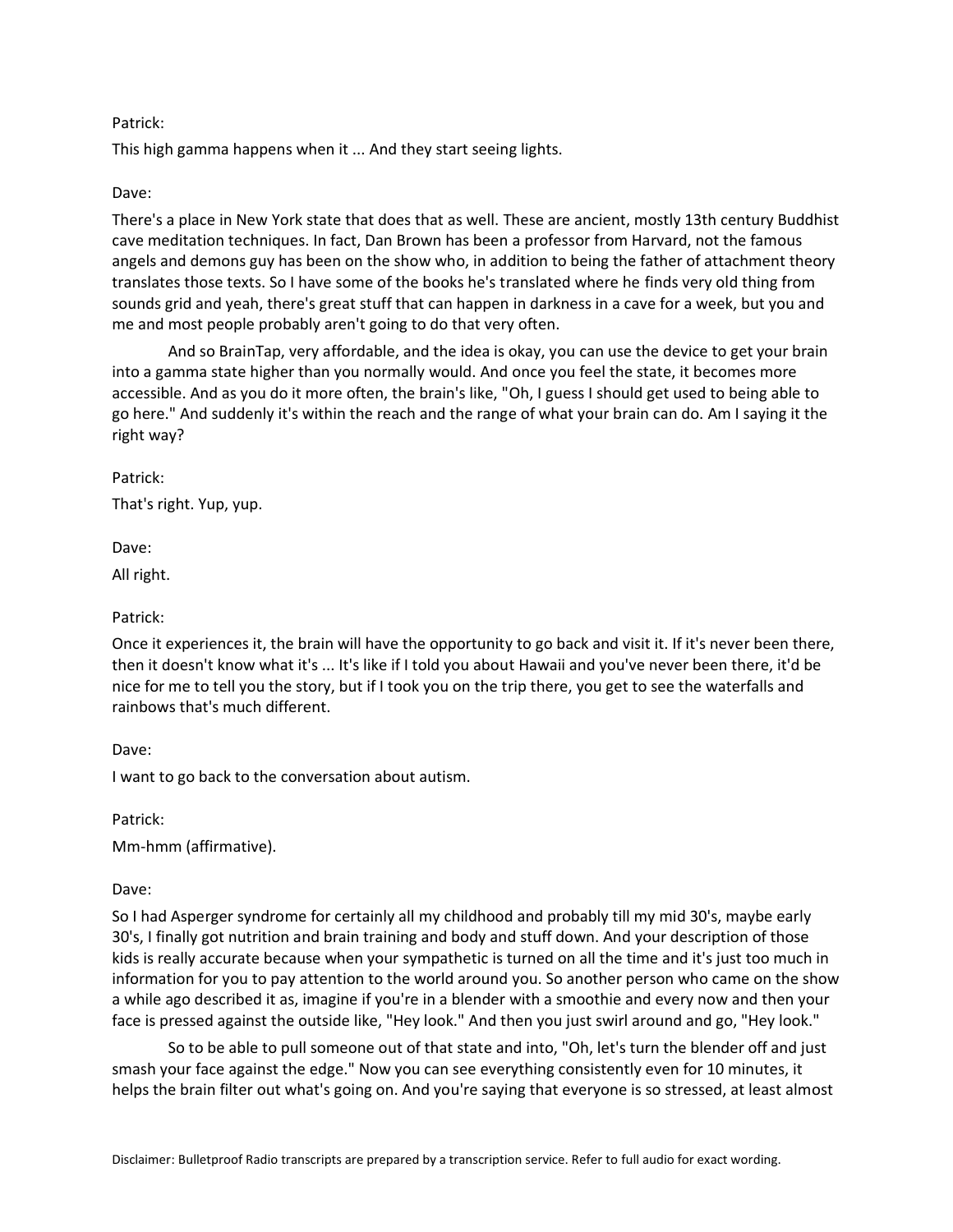Patrick:

This high gamma happens when it ... And they start seeing lights.

Dave:

There's a place in New York state that does that as well. These are ancient, mostly 13th century Buddhist cave meditation techniques. In fact, Dan Brown has been a professor from Harvard, not the famous angels and demons guy has been on the show who, in addition to being the father of attachment theory translates those texts. So I have some of the books he's translated where he finds very old thing from sounds grid and yeah, there's great stuff that can happen in darkness in a cave for a week, but you and me and most people probably aren't going to do that very often.

And so BrainTap, very affordable, and the idea is okay, you can use the device to get your brain into a gamma state higher than you normally would. And once you feel the state, it becomes more accessible. And as you do it more often, the brain's like, "Oh, I guess I should get used to being able to go here." And suddenly it's within the reach and the range of what your brain can do. Am I saying it the right way?

Patrick:

That's right. Yup, yup.

Dave:

All right.

Patrick:

Once it experiences it, the brain will have the opportunity to go back and visit it. If it's never been there, then it doesn't know what it's ... It's like if I told you about Hawaii and you've never been there, it'd be nice for me to tell you the story, but if I took you on the trip there, you get to see the waterfalls and rainbows that's much different.

Dave:

I want to go back to the conversation about autism.

Patrick:

Mm-hmm (affirmative).

Dave:

So I had Asperger syndrome for certainly all my childhood and probably till my mid 30's, maybe early 30's, I finally got nutrition and brain training and body and stuff down. And your description of those kids is really accurate because when your sympathetic is turned on all the time and it's just too much in information for you to pay attention to the world around you. So another person who came on the show a while ago described it as, imagine if you're in a blender with a smoothie and every now and then your face is pressed against the outside like, "Hey look." And then you just swirl around and go, "Hey look."

So to be able to pull someone out of that state and into, "Oh, let's turn the blender off and just smash your face against the edge." Now you can see everything consistently even for 10 minutes, it helps the brain filter out what's going on. And you're saying that everyone is so stressed, at least almost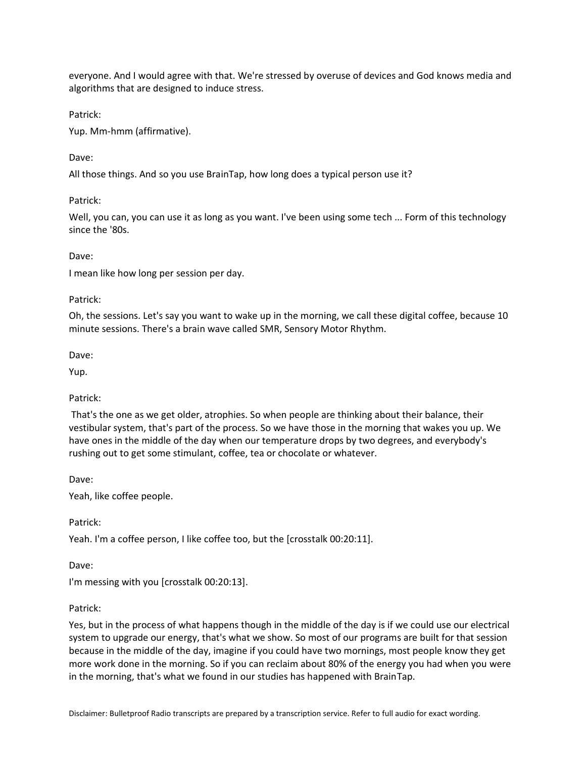everyone. And I would agree with that. We're stressed by overuse of devices and God knows media and algorithms that are designed to induce stress.

Patrick:

Yup. Mm-hmm (affirmative).

Dave:

All those things. And so you use BrainTap, how long does a typical person use it?

Patrick:

Well, you can, you can use it as long as you want. I've been using some tech ... Form of this technology since the '80s.

Dave:

I mean like how long per session per day.

Patrick:

Oh, the sessions. Let's say you want to wake up in the morning, we call these digital coffee, because 10 minute sessions. There's a brain wave called SMR, Sensory Motor Rhythm.

Dave:

Yup.

Patrick:

That's the one as we get older, atrophies. So when people are thinking about their balance, their vestibular system, that's part of the process. So we have those in the morning that wakes you up. We have ones in the middle of the day when our temperature drops by two degrees, and everybody's rushing out to get some stimulant, coffee, tea or chocolate or whatever.

Dave:

Yeah, like coffee people.

Patrick:

Yeah. I'm a coffee person, I like coffee too, but the [crosstalk 00:20:11].

Dave:

I'm messing with you [crosstalk 00:20:13].

Patrick:

Yes, but in the process of what happens though in the middle of the day is if we could use our electrical system to upgrade our energy, that's what we show. So most of our programs are built for that session because in the middle of the day, imagine if you could have two mornings, most people know they get more work done in the morning. So if you can reclaim about 80% of the energy you had when you were in the morning, that's what we found in our studies has happened with BrainTap.

Disclaimer: Bulletproof Radio transcripts are prepared by a transcription service. Refer to full audio for exact wording.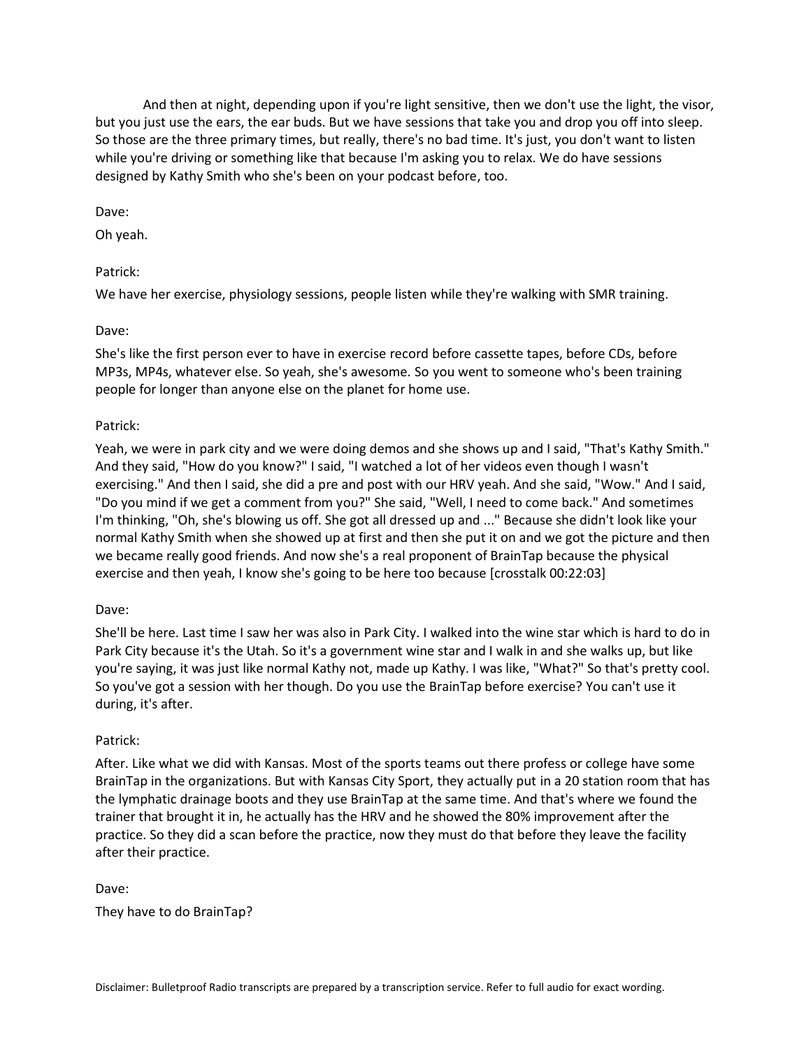And then at night, depending upon if you're light sensitive, then we don't use the light, the visor, but you just use the ears, the ear buds. But we have sessions that take you and drop you off into sleep. So those are the three primary times, but really, there's no bad time. It's just, you don't want to listen while you're driving or something like that because I'm asking you to relax. We do have sessions designed by Kathy Smith who she's been on your podcast before, too.

Dave:

Oh yeah.

Patrick:

We have her exercise, physiology sessions, people listen while they're walking with SMR training.

Dave:

She's like the first person ever to have in exercise record before cassette tapes, before CDs, before MP3s, MP4s, whatever else. So yeah, she's awesome. So you went to someone who's been training people for longer than anyone else on the planet for home use.

Patrick:

Yeah, we were in park city and we were doing demos and she shows up and I said, "That's Kathy Smith." And they said, "How do you know?" I said, "I watched a lot of her videos even though I wasn't exercising." And then I said, she did a pre and post with our HRV yeah. And she said, "Wow." And I said, "Do you mind if we get a comment from you?" She said, "Well, I need to come back." And sometimes I'm thinking, "Oh, she's blowing us off. She got all dressed up and ..." Because she didn't look like your normal Kathy Smith when she showed up at first and then she put it on and we got the picture and then we became really good friends. And now she's a real proponent of BrainTap because the physical exercise and then yeah, I know she's going to be here too because [crosstalk 00:22:03]

Dave:

She'll be here. Last time I saw her was also in Park City. I walked into the wine star which is hard to do in Park City because it's the Utah. So it's a government wine star and I walk in and she walks up, but like you're saying, it was just like normal Kathy not, made up Kathy. I was like, "What?" So that's pretty cool. So you've got a session with her though. Do you use the BrainTap before exercise? You can't use it during, it's after.

Patrick:

After. Like what we did with Kansas. Most of the sports teams out there profess or college have some BrainTap in the organizations. But with Kansas City Sport, they actually put in a 20 station room that has the lymphatic drainage boots and they use BrainTap at the same time. And that's where we found the trainer that brought it in, he actually has the HRV and he showed the 80% improvement after the practice. So they did a scan before the practice, now they must do that before they leave the facility after their practice.

Dave:

They have to do BrainTap?

Disclaimer: Bulletproof Radio transcripts are prepared by a transcription service. Refer to full audio for exact wording.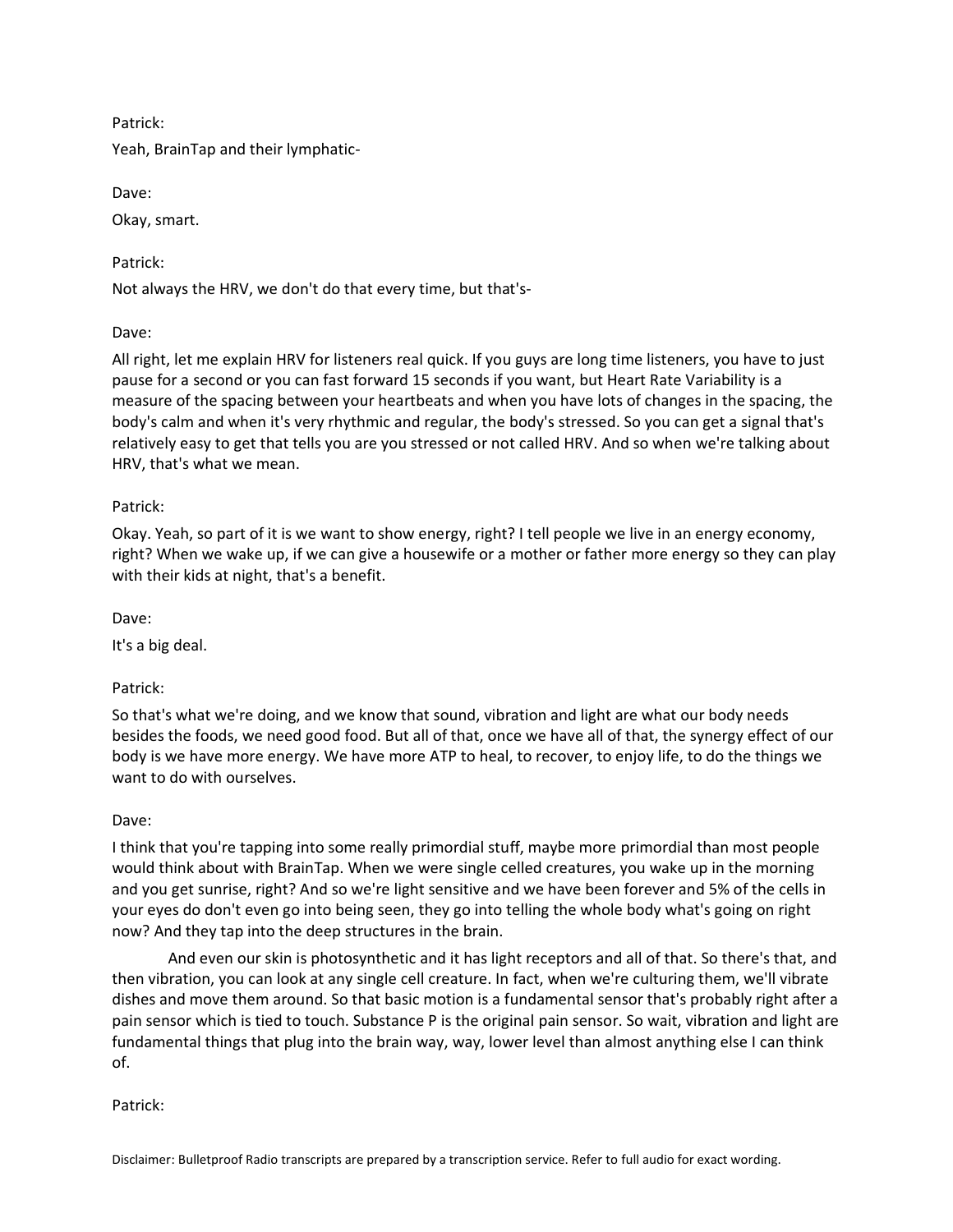Patrick:

Yeah, BrainTap and their lymphatic-

Dave:

Okay, smart.

Patrick:

Not always the HRV, we don't do that every time, but that's-

Dave:

All right, let me explain HRV for listeners real quick. If you guys are long time listeners, you have to just pause for a second or you can fast forward 15 seconds if you want, but Heart Rate Variability is a measure of the spacing between your heartbeats and when you have lots of changes in the spacing, the body's calm and when it's very rhythmic and regular, the body's stressed. So you can get a signal that's relatively easy to get that tells you are you stressed or not called HRV. And so when we're talking about HRV, that's what we mean.

Patrick:

Okay. Yeah, so part of it is we want to show energy, right? I tell people we live in an energy economy, right? When we wake up, if we can give a housewife or a mother or father more energy so they can play with their kids at night, that's a benefit.

Dave:

It's a big deal.

Patrick:

So that's what we're doing, and we know that sound, vibration and light are what our body needs besides the foods, we need good food. But all of that, once we have all of that, the synergy effect of our body is we have more energy. We have more ATP to heal, to recover, to enjoy life, to do the things we want to do with ourselves.

Dave:

I think that you're tapping into some really primordial stuff, maybe more primordial than most people would think about with BrainTap. When we were single celled creatures, you wake up in the morning and you get sunrise, right? And so we're light sensitive and we have been forever and 5% of the cells in your eyes do don't even go into being seen, they go into telling the whole body what's going on right now? And they tap into the deep structures in the brain.

And even our skin is photosynthetic and it has light receptors and all of that. So there's that, and then vibration, you can look at any single cell creature. In fact, when we're culturing them, we'll vibrate dishes and move them around. So that basic motion is a fundamental sensor that's probably right after a pain sensor which is tied to touch. Substance P is the original pain sensor. So wait, vibration and light are fundamental things that plug into the brain way, way, lower level than almost anything else I can think of.

Patrick: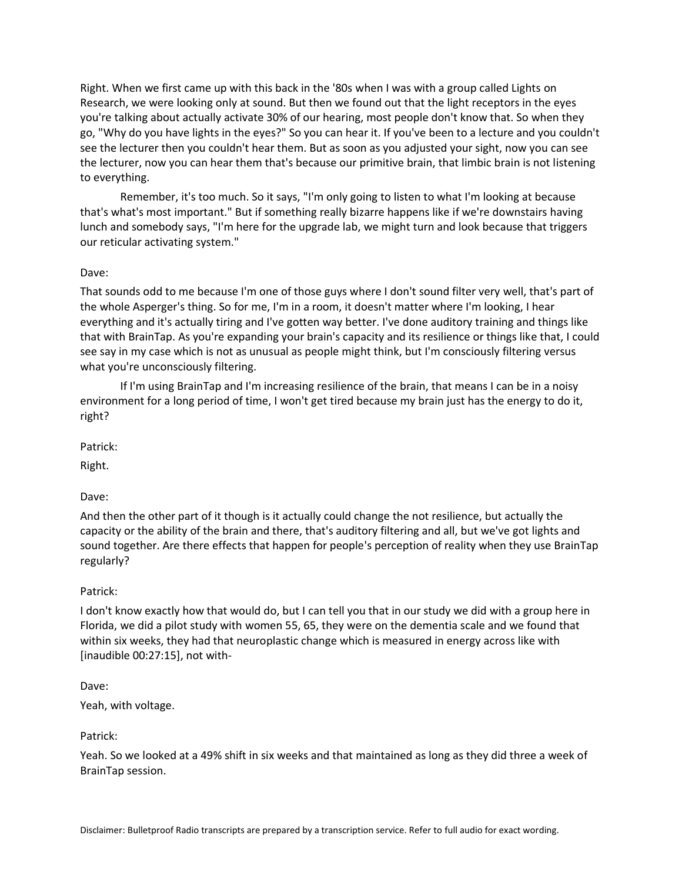Right. When we first came up with this back in the '80s when I was with a group called Lights on Research, we were looking only at sound. But then we found out that the light receptors in the eyes you're talking about actually activate 30% of our hearing, most people don't know that. So when they go, "Why do you have lights in the eyes?" So you can hear it. If you've been to a lecture and you couldn't see the lecturer then you couldn't hear them. But as soon as you adjusted your sight, now you can see the lecturer, now you can hear them that's because our primitive brain, that limbic brain is not listening to everything.

Remember, it's too much. So it says, "I'm only going to listen to what I'm looking at because that's what's most important." But if something really bizarre happens like if we're downstairs having lunch and somebody says, "I'm here for the upgrade lab, we might turn and look because that triggers our reticular activating system."

Dave:

That sounds odd to me because I'm one of those guys where I don't sound filter very well, that's part of the whole Asperger's thing. So for me, I'm in a room, it doesn't matter where I'm looking, I hear everything and it's actually tiring and I've gotten way better. I've done auditory training and things like that with BrainTap. As you're expanding your brain's capacity and its resilience or things like that, I could see say in my case which is not as unusual as people might think, but I'm consciously filtering versus what you're unconsciously filtering.

If I'm using BrainTap and I'm increasing resilience of the brain, that means I can be in a noisy environment for a long period of time, I won't get tired because my brain just has the energy to do it, right?

Patrick:

Right.

Dave:

And then the other part of it though is it actually could change the not resilience, but actually the capacity or the ability of the brain and there, that's auditory filtering and all, but we've got lights and sound together. Are there effects that happen for people's perception of reality when they use BrainTap regularly?

Patrick:

I don't know exactly how that would do, but I can tell you that in our study we did with a group here in Florida, we did a pilot study with women 55, 65, they were on the dementia scale and we found that within six weeks, they had that neuroplastic change which is measured in energy across like with [inaudible 00:27:15], not with-

Dave:

Yeah, with voltage.

Patrick:

Yeah. So we looked at a 49% shift in six weeks and that maintained as long as they did three a week of BrainTap session.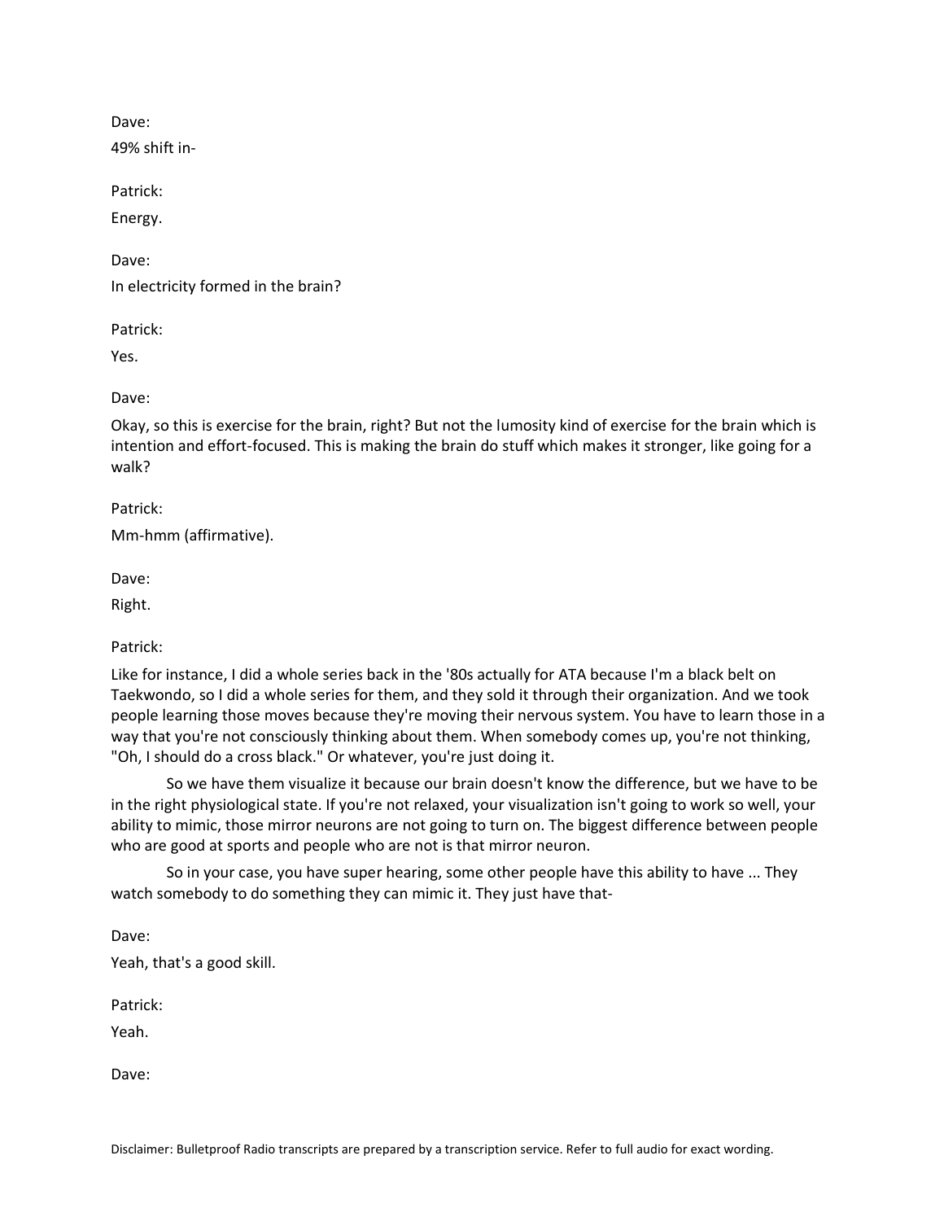Dave:

49% shift in-

Patrick:

Energy.

Dave:

In electricity formed in the brain?

Patrick:

Yes.

Dave:

Okay, so this is exercise for the brain, right? But not the lumosity kind of exercise for the brain which is intention and effort-focused. This is making the brain do stuff which makes it stronger, like going for a walk?

Patrick:

Mm-hmm (affirmative).

Dave:

Right.

Patrick:

Like for instance, I did a whole series back in the '80s actually for ATA because I'm a black belt on Taekwondo, so I did a whole series for them, and they sold it through their organization. And we took people learning those moves because they're moving their nervous system. You have to learn those in a way that you're not consciously thinking about them. When somebody comes up, you're not thinking, "Oh, I should do a cross black." Or whatever, you're just doing it.

So we have them visualize it because our brain doesn't know the difference, but we have to be in the right physiological state. If you're not relaxed, your visualization isn't going to work so well, your ability to mimic, those mirror neurons are not going to turn on. The biggest difference between people who are good at sports and people who are not is that mirror neuron.

So in your case, you have super hearing, some other people have this ability to have ... They watch somebody to do something they can mimic it. They just have that-

Dave:

Yeah, that's a good skill.

Patrick:

Yeah.

Dave: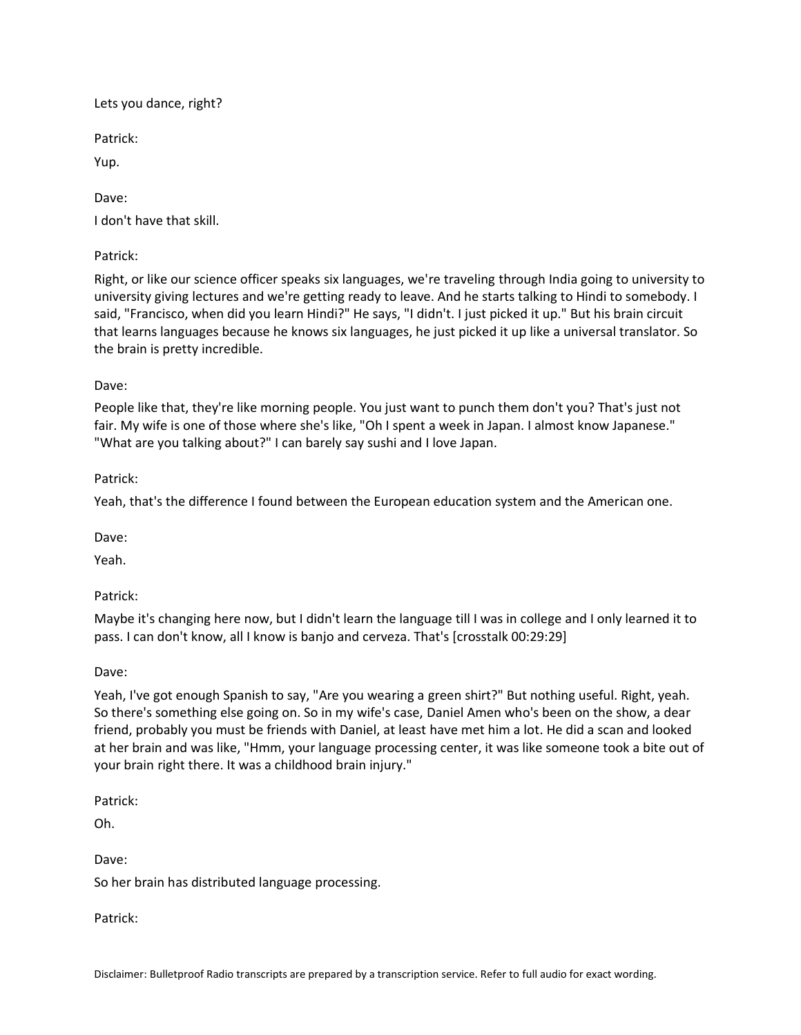Lets you dance, right?

Patrick:

Yup.

Dave:

I don't have that skill.

Patrick:

Right, or like our science officer speaks six languages, we're traveling through India going to university to university giving lectures and we're getting ready to leave. And he starts talking to Hindi to somebody. I said, "Francisco, when did you learn Hindi?" He says, "I didn't. I just picked it up." But his brain circuit that learns languages because he knows six languages, he just picked it up like a universal translator. So the brain is pretty incredible.

Dave:

People like that, they're like morning people. You just want to punch them don't you? That's just not fair. My wife is one of those where she's like, "Oh I spent a week in Japan. I almost know Japanese." "What are you talking about?" I can barely say sushi and I love Japan.

Patrick:

Yeah, that's the difference I found between the European education system and the American one.

Dave:

Yeah.

Patrick:

Maybe it's changing here now, but I didn't learn the language till I was in college and I only learned it to pass. I can don't know, all I know is banjo and cerveza. That's [crosstalk 00:29:29]

Dave:

Yeah, I've got enough Spanish to say, "Are you wearing a green shirt?" But nothing useful. Right, yeah. So there's something else going on. So in my wife's case, Daniel Amen who's been on the show, a dear friend, probably you must be friends with Daniel, at least have met him a lot. He did a scan and looked at her brain and was like, "Hmm, your language processing center, it was like someone took a bite out of your brain right there. It was a childhood brain injury."

Patrick:

Oh.

Dave:

So her brain has distributed language processing.

Patrick: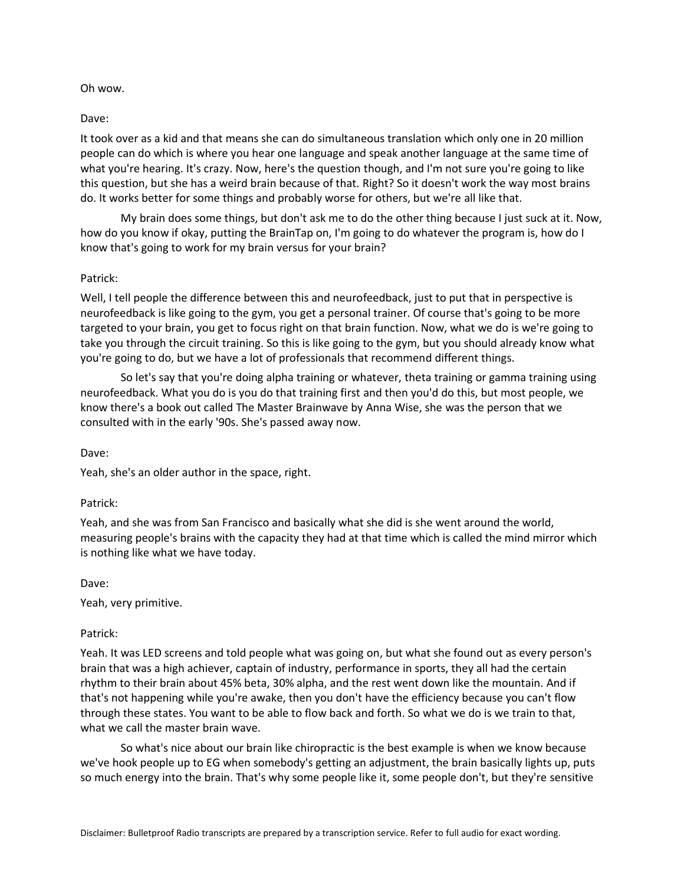Oh wow.

Dave:

It took over as a kid and that means she can do simultaneous translation which only one in 20 million people can do which is where you hear one language and speak another language at the same time of what you're hearing. It's crazy. Now, here's the question though, and I'm not sure you're going to like this question, but she has a weird brain because of that. Right? So it doesn't work the way most brains do. It works better for some things and probably worse for others, but we're all like that.

My brain does some things, but don't ask me to do the other thing because I just suck at it. Now, how do you know if okay, putting the BrainTap on, I'm going to do whatever the program is, how do I know that's going to work for my brain versus for your brain?

Patrick:

Well, I tell people the difference between this and neurofeedback, just to put that in perspective is neurofeedback is like going to the gym, you get a personal trainer. Of course that's going to be more targeted to your brain, you get to focus right on that brain function. Now, what we do is we're going to take you through the circuit training. So this is like going to the gym, but you should already know what you're going to do, but we have a lot of professionals that recommend different things.

So let's say that you're doing alpha training or whatever, theta training or gamma training using neurofeedback. What you do is you do that training first and then you'd do this, but most people, we know there's a book out called The Master Brainwave by Anna Wise, she was the person that we consulted with in the early '90s. She's passed away now.

Dave:

Yeah, she's an older author in the space, right.

Patrick:

Yeah, and she was from San Francisco and basically what she did is she went around the world, measuring people's brains with the capacity they had at that time which is called the mind mirror which is nothing like what we have today.

Dave:

Yeah, very primitive.

Patrick:

Yeah. It was LED screens and told people what was going on, but what she found out as every person's brain that was a high achiever, captain of industry, performance in sports, they all had the certain rhythm to their brain about 45% beta, 30% alpha, and the rest went down like the mountain. And if that's not happening while you're awake, then you don't have the efficiency because you can't flow through these states. You want to be able to flow back and forth. So what we do is we train to that, what we call the master brain wave.

So what's nice about our brain like chiropractic is the best example is when we know because we've hook people up to EG when somebody's getting an adjustment, the brain basically lights up, puts so much energy into the brain. That's why some people like it, some people don't, but they're sensitive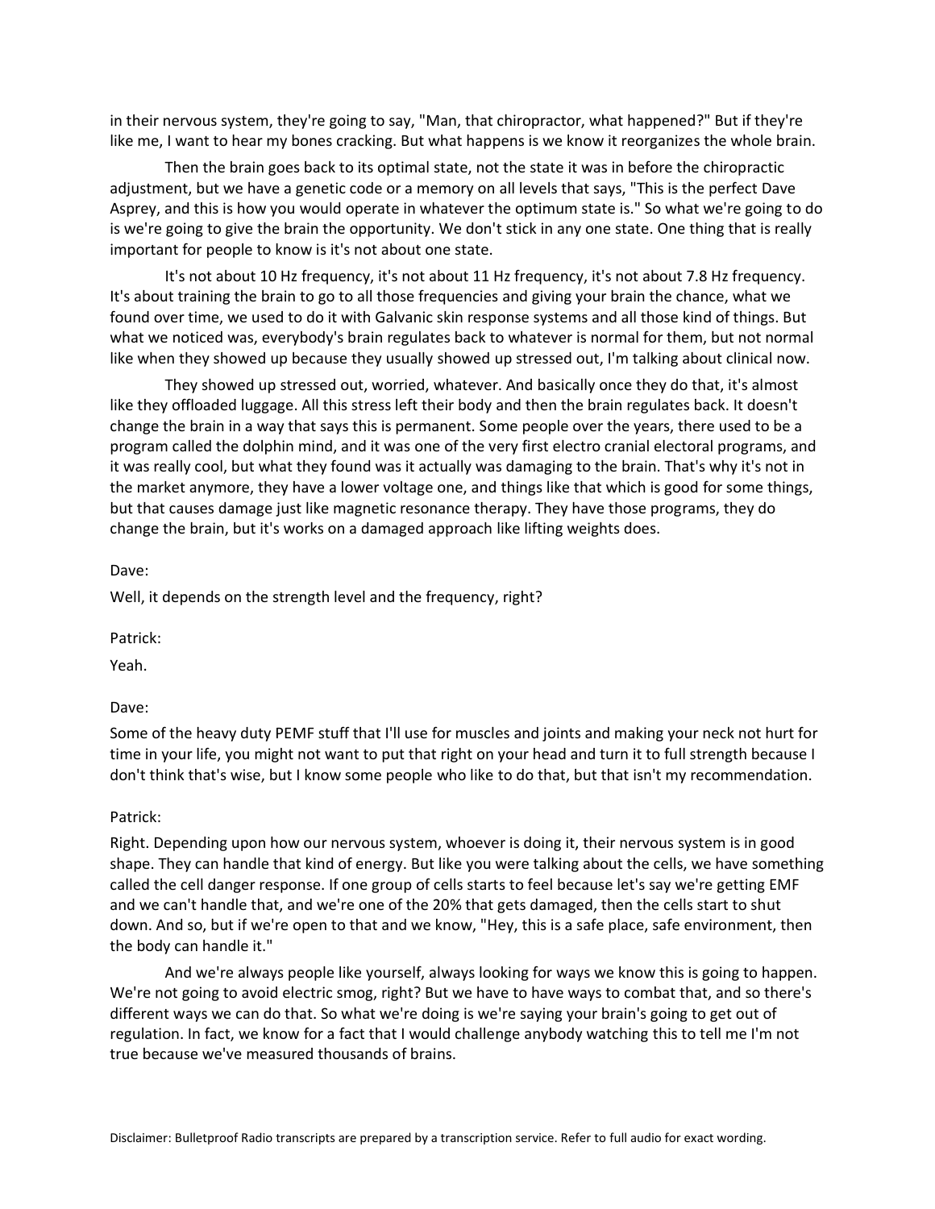in their nervous system, they're going to say, "Man, that chiropractor, what happened?" But if they're like me, I want to hear my bones cracking. But what happens is we know it reorganizes the whole brain.

Then the brain goes back to its optimal state, not the state it was in before the chiropractic adjustment, but we have a genetic code or a memory on all levels that says, "This is the perfect Dave Asprey, and this is how you would operate in whatever the optimum state is." So what we're going to do is we're going to give the brain the opportunity. We don't stick in any one state. One thing that is really important for people to know is it's not about one state.

It's not about 10 Hz frequency, it's not about 11 Hz frequency, it's not about 7.8 Hz frequency. It's about training the brain to go to all those frequencies and giving your brain the chance, what we found over time, we used to do it with Galvanic skin response systems and all those kind of things. But what we noticed was, everybody's brain regulates back to whatever is normal for them, but not normal like when they showed up because they usually showed up stressed out, I'm talking about clinical now.

They showed up stressed out, worried, whatever. And basically once they do that, it's almost like they offloaded luggage. All this stress left their body and then the brain regulates back. It doesn't change the brain in a way that says this is permanent. Some people over the years, there used to be a program called the dolphin mind, and it was one of the very first electro cranial electoral programs, and it was really cool, but what they found was it actually was damaging to the brain. That's why it's not in the market anymore, they have a lower voltage one, and things like that which is good for some things, but that causes damage just like magnetic resonance therapy. They have those programs, they do change the brain, but it's works on a damaged approach like lifting weights does.

Dave:

Well, it depends on the strength level and the frequency, right?

Patrick:

Yeah.

Dave:

Some of the heavy duty PEMF stuff that I'll use for muscles and joints and making your neck not hurt for time in your life, you might not want to put that right on your head and turn it to full strength because I don't think that's wise, but I know some people who like to do that, but that isn't my recommendation.

Patrick:

Right. Depending upon how our nervous system, whoever is doing it, their nervous system is in good shape. They can handle that kind of energy. But like you were talking about the cells, we have something called the cell danger response. If one group of cells starts to feel because let's say we're getting EMF and we can't handle that, and we're one of the 20% that gets damaged, then the cells start to shut down. And so, but if we're open to that and we know, "Hey, this is a safe place, safe environment, then the body can handle it."

And we're always people like yourself, always looking for ways we know this is going to happen. We're not going to avoid electric smog, right? But we have to have ways to combat that, and so there's different ways we can do that. So what we're doing is we're saying your brain's going to get out of regulation. In fact, we know for a fact that I would challenge anybody watching this to tell me I'm not true because we've measured thousands of brains.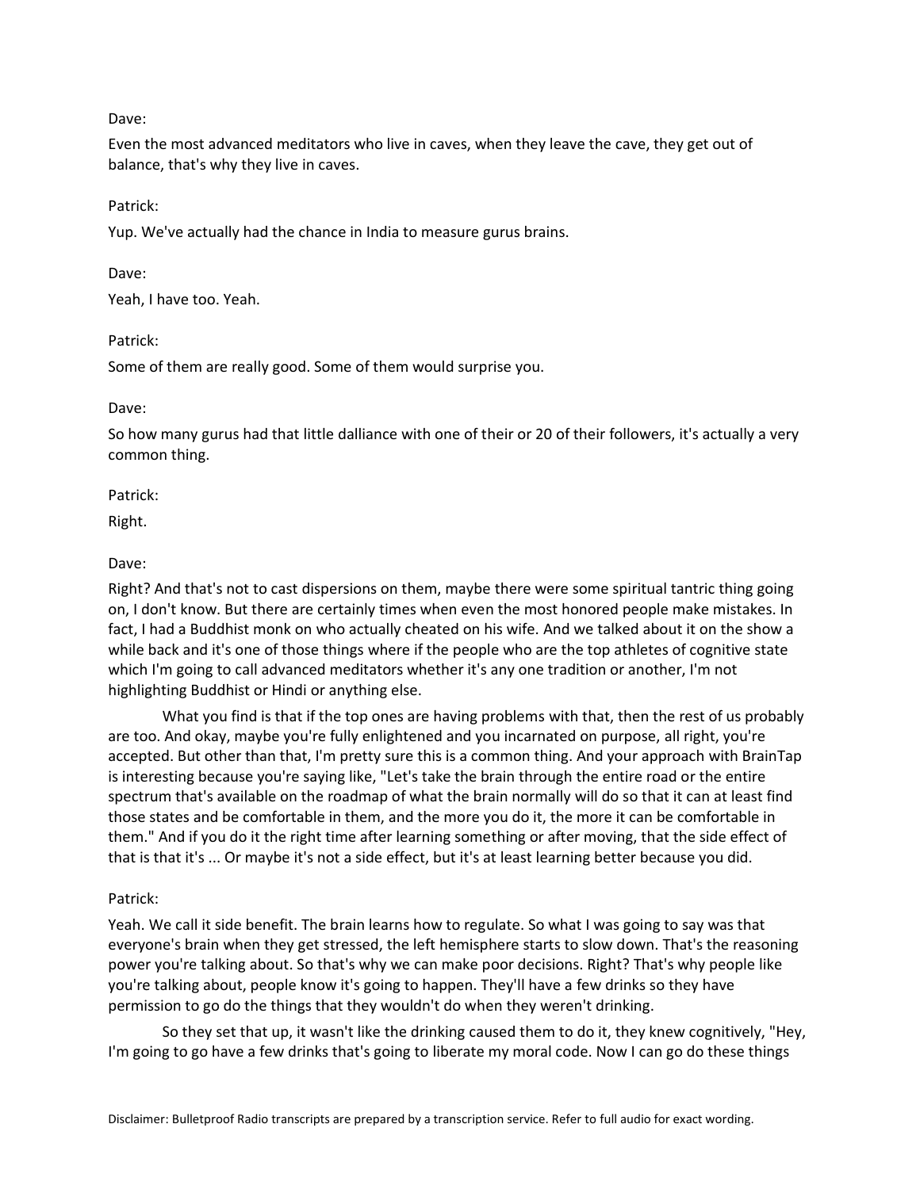Dave:

Even the most advanced meditators who live in caves, when they leave the cave, they get out of balance, that's why they live in caves.

Patrick:

Yup. We've actually had the chance in India to measure gurus brains.

Dave:

Yeah, I have too. Yeah.

Patrick:

Some of them are really good. Some of them would surprise you.

Dave:

So how many gurus had that little dalliance with one of their or 20 of their followers, it's actually a very common thing.

Patrick:

Right.

Dave:

Right? And that's not to cast dispersions on them, maybe there were some spiritual tantric thing going on, I don't know. But there are certainly times when even the most honored people make mistakes. In fact, I had a Buddhist monk on who actually cheated on his wife. And we talked about it on the show a while back and it's one of those things where if the people who are the top athletes of cognitive state which I'm going to call advanced meditators whether it's any one tradition or another, I'm not highlighting Buddhist or Hindi or anything else.

What you find is that if the top ones are having problems with that, then the rest of us probably are too. And okay, maybe you're fully enlightened and you incarnated on purpose, all right, you're accepted. But other than that, I'm pretty sure this is a common thing. And your approach with BrainTap is interesting because you're saying like, "Let's take the brain through the entire road or the entire spectrum that's available on the roadmap of what the brain normally will do so that it can at least find those states and be comfortable in them, and the more you do it, the more it can be comfortable in them." And if you do it the right time after learning something or after moving, that the side effect of that is that it's ... Or maybe it's not a side effect, but it's at least learning better because you did.

Patrick:

Yeah. We call it side benefit. The brain learns how to regulate. So what I was going to say was that everyone's brain when they get stressed, the left hemisphere starts to slow down. That's the reasoning power you're talking about. So that's why we can make poor decisions. Right? That's why people like you're talking about, people know it's going to happen. They'll have a few drinks so they have permission to go do the things that they wouldn't do when they weren't drinking.

So they set that up, it wasn't like the drinking caused them to do it, they knew cognitively, "Hey, I'm going to go have a few drinks that's going to liberate my moral code. Now I can go do these things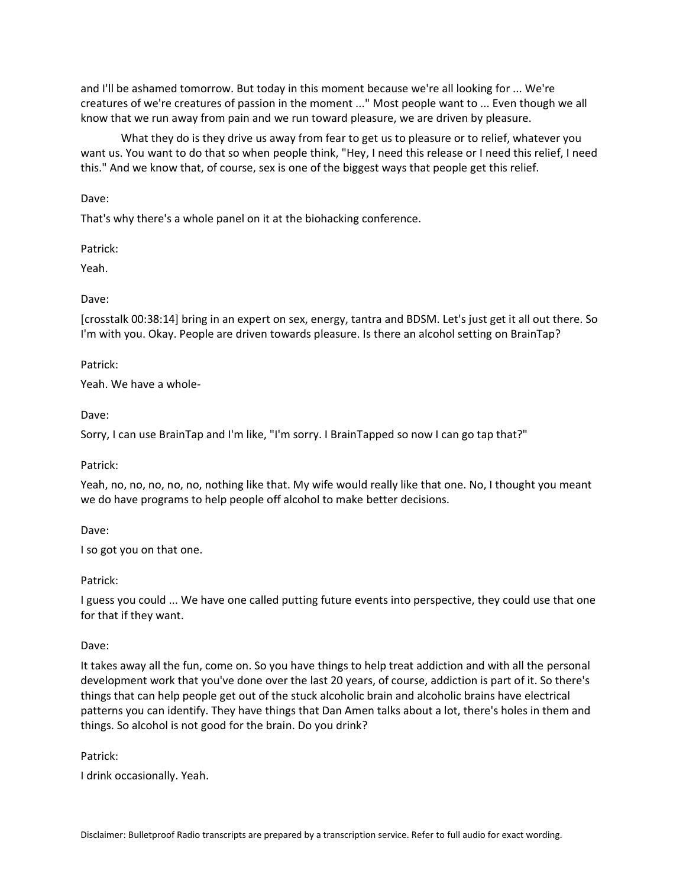and I'll be ashamed tomorrow. But today in this moment because we're all looking for ... We're creatures of we're creatures of passion in the moment ..." Most people want to ... Even though we all know that we run away from pain and we run toward pleasure, we are driven by pleasure.

What they do is they drive us away from fear to get us to pleasure or to relief, whatever you want us. You want to do that so when people think, "Hey, I need this release or I need this relief, I need this." And we know that, of course, sex is one of the biggest ways that people get this relief.

Dave:

That's why there's a whole panel on it at the biohacking conference.

Patrick:

Yeah.

Dave:

[crosstalk 00:38:14] bring in an expert on sex, energy, tantra and BDSM. Let's just get it all out there. So I'm with you. Okay. People are driven towards pleasure. Is there an alcohol setting on BrainTap?

Patrick:

Yeah. We have a whole-

Dave:

Sorry, I can use BrainTap and I'm like, "I'm sorry. I BrainTapped so now I can go tap that?"

Patrick:

Yeah, no, no, no, no, no, nothing like that. My wife would really like that one. No, I thought you meant we do have programs to help people off alcohol to make better decisions.

Dave:

I so got you on that one.

Patrick:

I guess you could ... We have one called putting future events into perspective, they could use that one for that if they want.

Dave:

It takes away all the fun, come on. So you have things to help treat addiction and with all the personal development work that you've done over the last 20 years, of course, addiction is part of it. So there's things that can help people get out of the stuck alcoholic brain and alcoholic brains have electrical patterns you can identify. They have things that Dan Amen talks about a lot, there's holes in them and things. So alcohol is not good for the brain. Do you drink?

Patrick:

I drink occasionally. Yeah.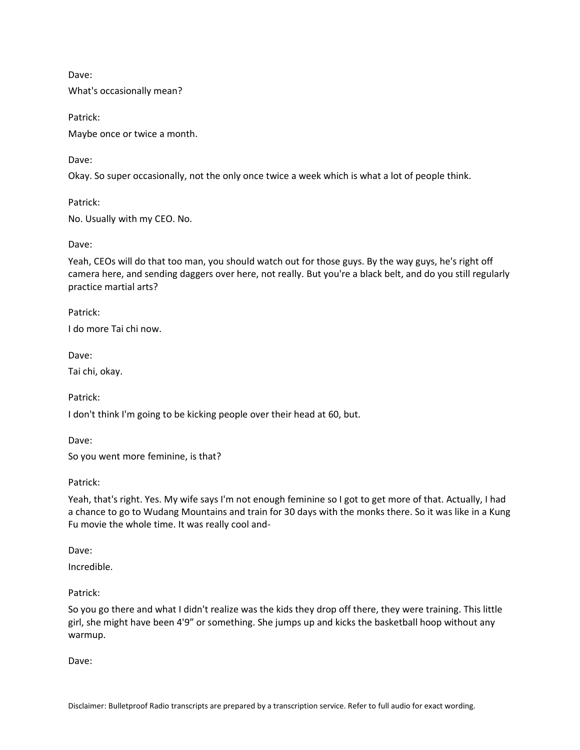Dave:

What's occasionally mean?

Patrick:

Maybe once or twice a month.

Dave:

Okay. So super occasionally, not the only once twice a week which is what a lot of people think.

Patrick:

No. Usually with my CEO. No.

Dave:

Yeah, CEOs will do that too man, you should watch out for those guys. By the way guys, he's right off camera here, and sending daggers over here, not really. But you're a black belt, and do you still regularly practice martial arts?

Patrick:

I do more Tai chi now.

Dave:

Tai chi, okay.

Patrick:

I don't think I'm going to be kicking people over their head at 60, but.

Dave:

So you went more feminine, is that?

Patrick:

Yeah, that's right. Yes. My wife says I'm not enough feminine so I got to get more of that. Actually, I had a chance to go to Wudang Mountains and train for 30 days with the monks there. So it was like in a Kung Fu movie the whole time. It was really cool and-

Dave:

Incredible.

Patrick:

So you go there and what I didn't realize was the kids they drop off there, they were training. This little girl, she might have been 4'9" or something. She jumps up and kicks the basketball hoop without any warmup.

Dave: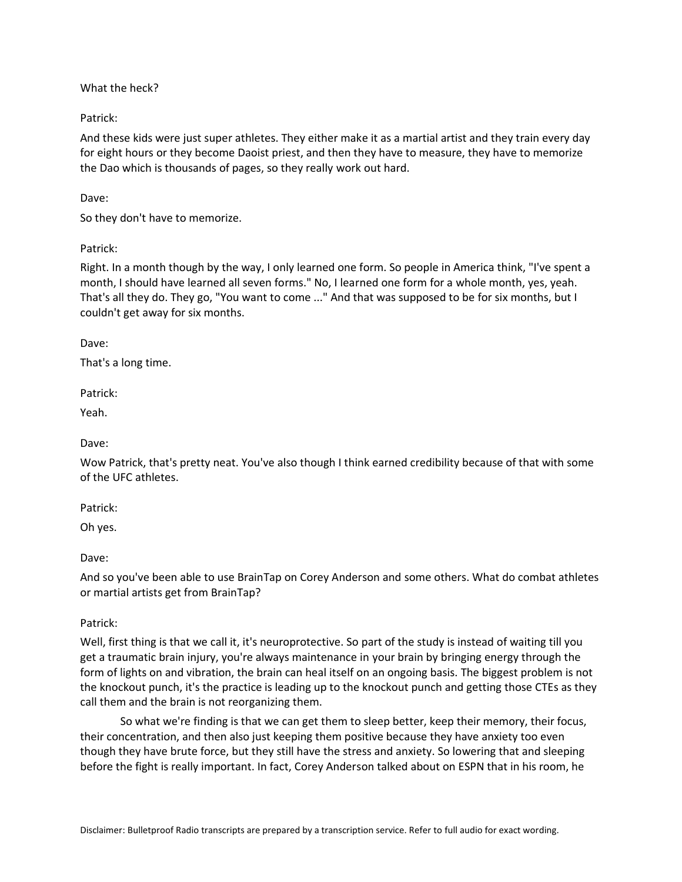What the heck?

Patrick:

And these kids were just super athletes. They either make it as a martial artist and they train every day for eight hours or they become Daoist priest, and then they have to measure, they have to memorize the Dao which is thousands of pages, so they really work out hard.

Dave:

So they don't have to memorize.

Patrick:

Right. In a month though by the way, I only learned one form. So people in America think, "I've spent a month, I should have learned all seven forms." No, I learned one form for a whole month, yes, yeah. That's all they do. They go, "You want to come ..." And that was supposed to be for six months, but I couldn't get away for six months.

Dave:

That's a long time.

Patrick:

Yeah.

Dave:

Wow Patrick, that's pretty neat. You've also though I think earned credibility because of that with some of the UFC athletes.

Patrick:

Oh yes.

Dave:

And so you've been able to use BrainTap on Corey Anderson and some others. What do combat athletes or martial artists get from BrainTap?

Patrick:

Well, first thing is that we call it, it's neuroprotective. So part of the study is instead of waiting till you get a traumatic brain injury, you're always maintenance in your brain by bringing energy through the form of lights on and vibration, the brain can heal itself on an ongoing basis. The biggest problem is not the knockout punch, it's the practice is leading up to the knockout punch and getting those CTEs as they call them and the brain is not reorganizing them.

So what we're finding is that we can get them to sleep better, keep their memory, their focus, their concentration, and then also just keeping them positive because they have anxiety too even though they have brute force, but they still have the stress and anxiety. So lowering that and sleeping before the fight is really important. In fact, Corey Anderson talked about on ESPN that in his room, he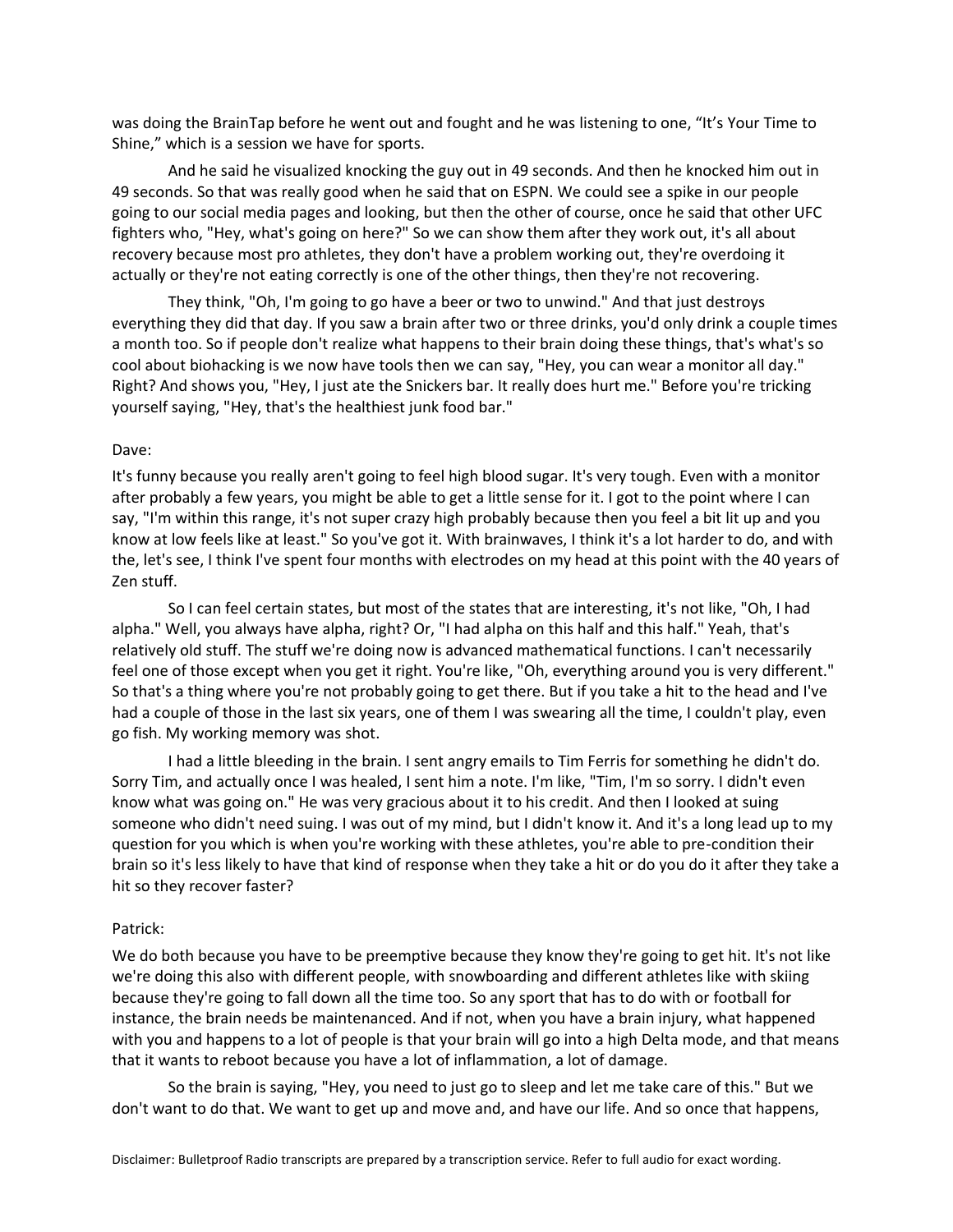was doing the BrainTap before he went out and fought and he was listening to one, "It's Your Time to Shine," which is a session we have for sports.

And he said he visualized knocking the guy out in 49 seconds. And then he knocked him out in 49 seconds. So that was really good when he said that on ESPN. We could see a spike in our people going to our social media pages and looking, but then the other of course, once he said that other UFC fighters who, "Hey, what's going on here?" So we can show them after they work out, it's all about recovery because most pro athletes, they don't have a problem working out, they're overdoing it actually or they're not eating correctly is one of the other things, then they're not recovering.

They think, "Oh, I'm going to go have a beer or two to unwind." And that just destroys everything they did that day. If you saw a brain after two or three drinks, you'd only drink a couple times a month too. So if people don't realize what happens to their brain doing these things, that's what's so cool about biohacking is we now have tools then we can say, "Hey, you can wear a monitor all day." Right? And shows you, "Hey, I just ate the Snickers bar. It really does hurt me." Before you're tricking yourself saying, "Hey, that's the healthiest junk food bar."

Dave:

It's funny because you really aren't going to feel high blood sugar. It's very tough. Even with a monitor after probably a few years, you might be able to get a little sense for it. I got to the point where I can say, "I'm within this range, it's not super crazy high probably because then you feel a bit lit up and you know at low feels like at least." So you've got it. With brainwaves, I think it's a lot harder to do, and with the, let's see, I think I've spent four months with electrodes on my head at this point with the 40 years of Zen stuff.

So I can feel certain states, but most of the states that are interesting, it's not like, "Oh, I had alpha." Well, you always have alpha, right? Or, "I had alpha on this half and this half." Yeah, that's relatively old stuff. The stuff we're doing now is advanced mathematical functions. I can't necessarily feel one of those except when you get it right. You're like, "Oh, everything around you is very different." So that's a thing where you're not probably going to get there. But if you take a hit to the head and I've had a couple of those in the last six years, one of them I was swearing all the time, I couldn't play, even go fish. My working memory was shot.

I had a little bleeding in the brain. I sent angry emails to Tim Ferris for something he didn't do. Sorry Tim, and actually once I was healed, I sent him a note. I'm like, "Tim, I'm so sorry. I didn't even know what was going on." He was very gracious about it to his credit. And then I looked at suing someone who didn't need suing. I was out of my mind, but I didn't know it. And it's a long lead up to my question for you which is when you're working with these athletes, you're able to pre-condition their brain so it's less likely to have that kind of response when they take a hit or do you do it after they take a hit so they recover faster?

Patrick:

We do both because you have to be preemptive because they know they're going to get hit. It's not like we're doing this also with different people, with snowboarding and different athletes like with skiing because they're going to fall down all the time too. So any sport that has to do with or football for instance, the brain needs be maintenanced. And if not, when you have a brain injury, what happened with you and happens to a lot of people is that your brain will go into a high Delta mode, and that means that it wants to reboot because you have a lot of inflammation, a lot of damage.

So the brain is saying, "Hey, you need to just go to sleep and let me take care of this." But we don't want to do that. We want to get up and move and, and have our life. And so once that happens,

Disclaimer: Bulletproof Radio transcripts are prepared by a transcription service. Refer to full audio for exact wording.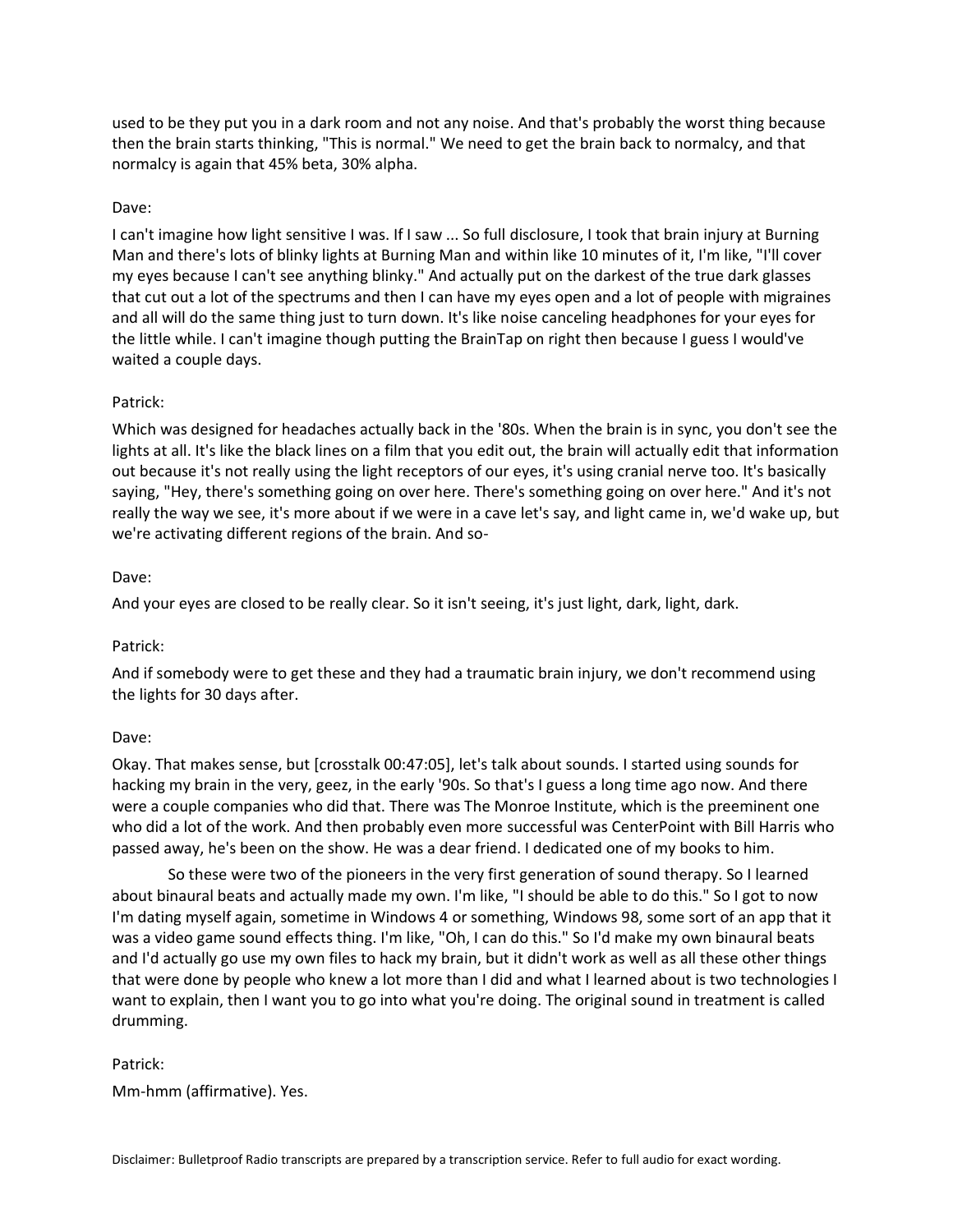used to be they put you in a dark room and not any noise. And that's probably the worst thing because then the brain starts thinking, "This is normal." We need to get the brain back to normalcy, and that normalcy is again that 45% beta, 30% alpha.

Dave:

I can't imagine how light sensitive I was. If I saw ... So full disclosure, I took that brain injury at Burning Man and there's lots of blinky lights at Burning Man and within like 10 minutes of it, I'm like, "I'll cover my eyes because I can't see anything blinky." And actually put on the darkest of the true dark glasses that cut out a lot of the spectrums and then I can have my eyes open and a lot of people with migraines and all will do the same thing just to turn down. It's like noise canceling headphones for your eyes for the little while. I can't imagine though putting the BrainTap on right then because I guess I would've waited a couple days.

Patrick:

Which was designed for headaches actually back in the '80s. When the brain is in sync, you don't see the lights at all. It's like the black lines on a film that you edit out, the brain will actually edit that information out because it's not really using the light receptors of our eyes, it's using cranial nerve too. It's basically saying, "Hey, there's something going on over here. There's something going on over here." And it's not really the way we see, it's more about if we were in a cave let's say, and light came in, we'd wake up, but we're activating different regions of the brain. And so-

Dave:

And your eyes are closed to be really clear. So it isn't seeing, it's just light, dark, light, dark.

Patrick:

And if somebody were to get these and they had a traumatic brain injury, we don't recommend using the lights for 30 days after.

Dave:

Okay. That makes sense, but [crosstalk 00:47:05], let's talk about sounds. I started using sounds for hacking my brain in the very, geez, in the early '90s. So that's I guess a long time ago now. And there were a couple companies who did that. There was The Monroe Institute, which is the preeminent one who did a lot of the work. And then probably even more successful was CenterPoint with Bill Harris who passed away, he's been on the show. He was a dear friend. I dedicated one of my books to him.

So these were two of the pioneers in the very first generation of sound therapy. So I learned about binaural beats and actually made my own. I'm like, "I should be able to do this." So I got to now I'm dating myself again, sometime in Windows 4 or something, Windows 98, some sort of an app that it was a video game sound effects thing. I'm like, "Oh, I can do this." So I'd make my own binaural beats and I'd actually go use my own files to hack my brain, but it didn't work as well as all these other things that were done by people who knew a lot more than I did and what I learned about is two technologies I want to explain, then I want you to go into what you're doing. The original sound in treatment is called drumming.

Patrick:

Mm-hmm (affirmative). Yes.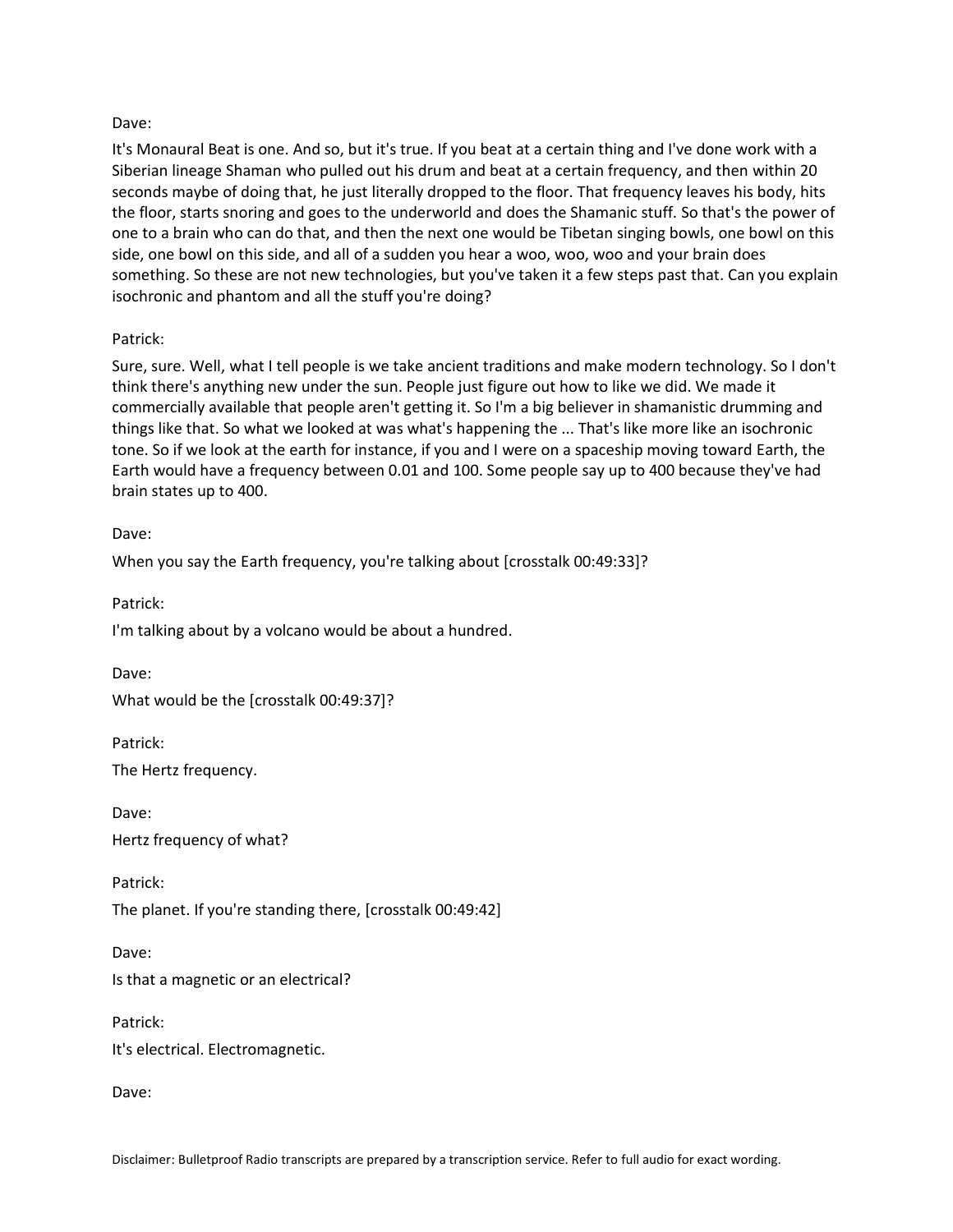Dave:

It's Monaural Beat is one. And so, but it's true. If you beat at a certain thing and I've done work with a Siberian lineage Shaman who pulled out his drum and beat at a certain frequency, and then within 20 seconds maybe of doing that, he just literally dropped to the floor. That frequency leaves his body, hits the floor, starts snoring and goes to the underworld and does the Shamanic stuff. So that's the power of one to a brain who can do that, and then the next one would be Tibetan singing bowls, one bowl on this side, one bowl on this side, and all of a sudden you hear a woo, woo, woo and your brain does something. So these are not new technologies, but you've taken it a few steps past that. Can you explain isochronic and phantom and all the stuff you're doing?

Patrick:

Sure, sure. Well, what I tell people is we take ancient traditions and make modern technology. So I don't think there's anything new under the sun. People just figure out how to like we did. We made it commercially available that people aren't getting it. So I'm a big believer in shamanistic drumming and things like that. So what we looked at was what's happening the ... That's like more like an isochronic tone. So if we look at the earth for instance, if you and I were on a spaceship moving toward Earth, the Earth would have a frequency between 0.01 and 100. Some people say up to 400 because they've had brain states up to 400.

Dave:

When you say the Earth frequency, you're talking about [crosstalk 00:49:33]?

Patrick:

I'm talking about by a volcano would be about a hundred.

Dave:

What would be the [crosstalk 00:49:37]?

Patrick:

The Hertz frequency.

Dave:

Hertz frequency of what?

Patrick:

The planet. If you're standing there, [crosstalk 00:49:42]

Dave:

Is that a magnetic or an electrical?

Patrick:

It's electrical. Electromagnetic.

Dave: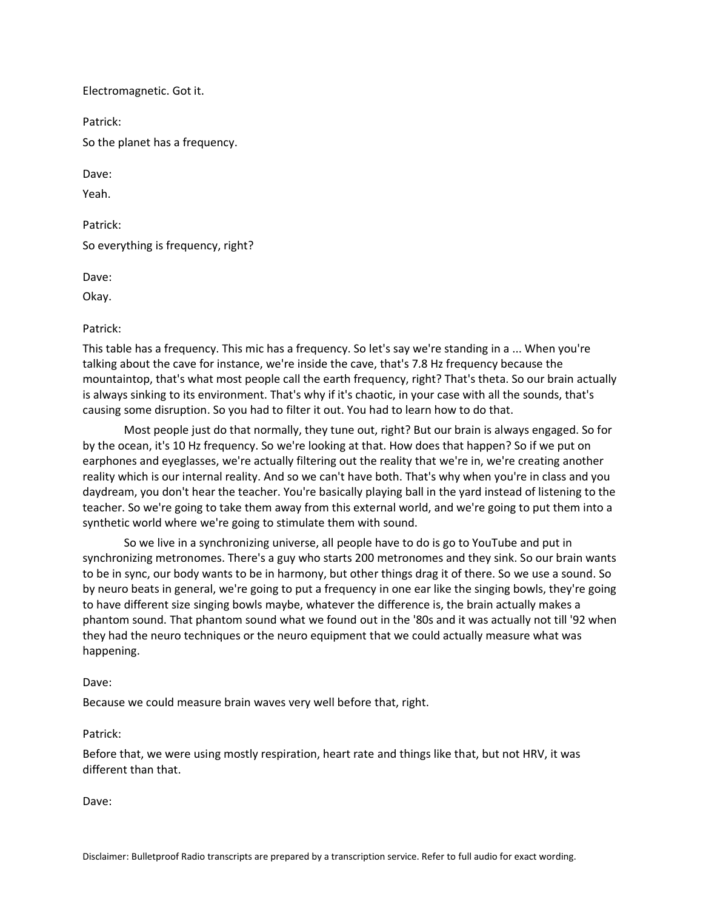Electromagnetic. Got it.

Patrick:

So the planet has a frequency.

Dave:

Yeah.

Patrick:

So everything is frequency, right?

Dave:

Okay.

Patrick:

This table has a frequency. This mic has a frequency. So let's say we're standing in a ... When you're talking about the cave for instance, we're inside the cave, that's 7.8 Hz frequency because the mountaintop, that's what most people call the earth frequency, right? That's theta. So our brain actually is always sinking to its environment. That's why if it's chaotic, in your case with all the sounds, that's causing some disruption. So you had to filter it out. You had to learn how to do that.

Most people just do that normally, they tune out, right? But our brain is always engaged. So for by the ocean, it's 10 Hz frequency. So we're looking at that. How does that happen? So if we put on earphones and eyeglasses, we're actually filtering out the reality that we're in, we're creating another reality which is our internal reality. And so we can't have both. That's why when you're in class and you daydream, you don't hear the teacher. You're basically playing ball in the yard instead of listening to the teacher. So we're going to take them away from this external world, and we're going to put them into a synthetic world where we're going to stimulate them with sound.

So we live in a synchronizing universe, all people have to do is go to YouTube and put in synchronizing metronomes. There's a guy who starts 200 metronomes and they sink. So our brain wants to be in sync, our body wants to be in harmony, but other things drag it of there. So we use a sound. So by neuro beats in general, we're going to put a frequency in one ear like the singing bowls, they're going to have different size singing bowls maybe, whatever the difference is, the brain actually makes a phantom sound. That phantom sound what we found out in the '80s and it was actually not till '92 when they had the neuro techniques or the neuro equipment that we could actually measure what was happening.

Dave:

Because we could measure brain waves very well before that, right.

Patrick:

Before that, we were using mostly respiration, heart rate and things like that, but not HRV, it was different than that.

Dave:

Disclaimer: Bulletproof Radio transcripts are prepared by a transcription service. Refer to full audio for exact wording.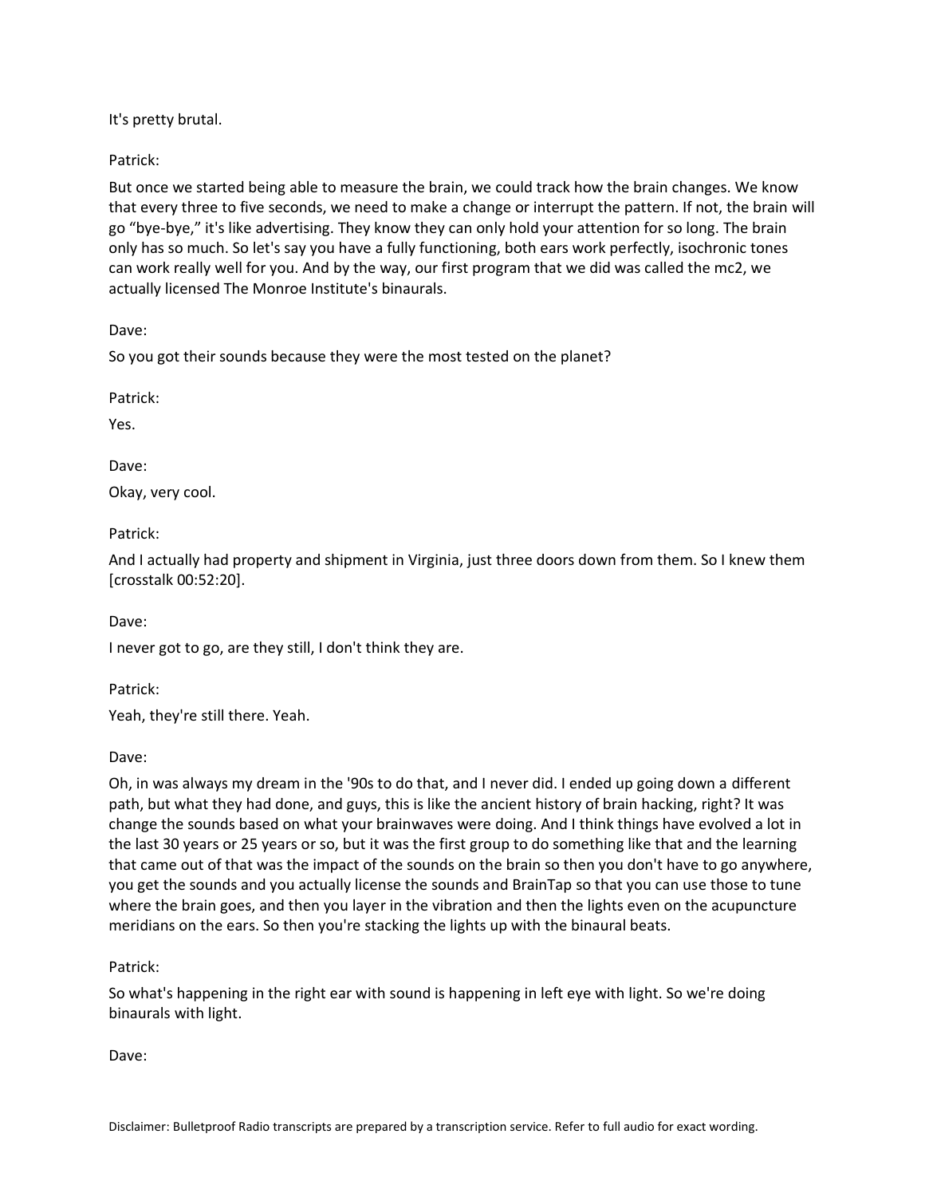It's pretty brutal.

Patrick:

But once we started being able to measure the brain, we could track how the brain changes. We know that every three to five seconds, we need to make a change or interrupt the pattern. If not, the brain will go "bye-bye," it's like advertising. They know they can only hold your attention for so long. The brain only has so much. So let's say you have a fully functioning, both ears work perfectly, isochronic tones can work really well for you. And by the way, our first program that we did was called the mc2, we actually licensed The Monroe Institute's binaurals.

Dave:

So you got their sounds because they were the most tested on the planet?

Patrick:

Yes.

Dave:

Okay, very cool.

Patrick:

And I actually had property and shipment in Virginia, just three doors down from them. So I knew them [crosstalk 00:52:20].

Dave:

I never got to go, are they still, I don't think they are.

Patrick:

Yeah, they're still there. Yeah.

Dave:

Oh, in was always my dream in the '90s to do that, and I never did. I ended up going down a different path, but what they had done, and guys, this is like the ancient history of brain hacking, right? It was change the sounds based on what your brainwaves were doing. And I think things have evolved a lot in the last 30 years or 25 years or so, but it was the first group to do something like that and the learning that came out of that was the impact of the sounds on the brain so then you don't have to go anywhere, you get the sounds and you actually license the sounds and BrainTap so that you can use those to tune where the brain goes, and then you layer in the vibration and then the lights even on the acupuncture meridians on the ears. So then you're stacking the lights up with the binaural beats.

Patrick:

So what's happening in the right ear with sound is happening in left eye with light. So we're doing binaurals with light.

Dave:

Disclaimer: Bulletproof Radio transcripts are prepared by a transcription service. Refer to full audio for exact wording.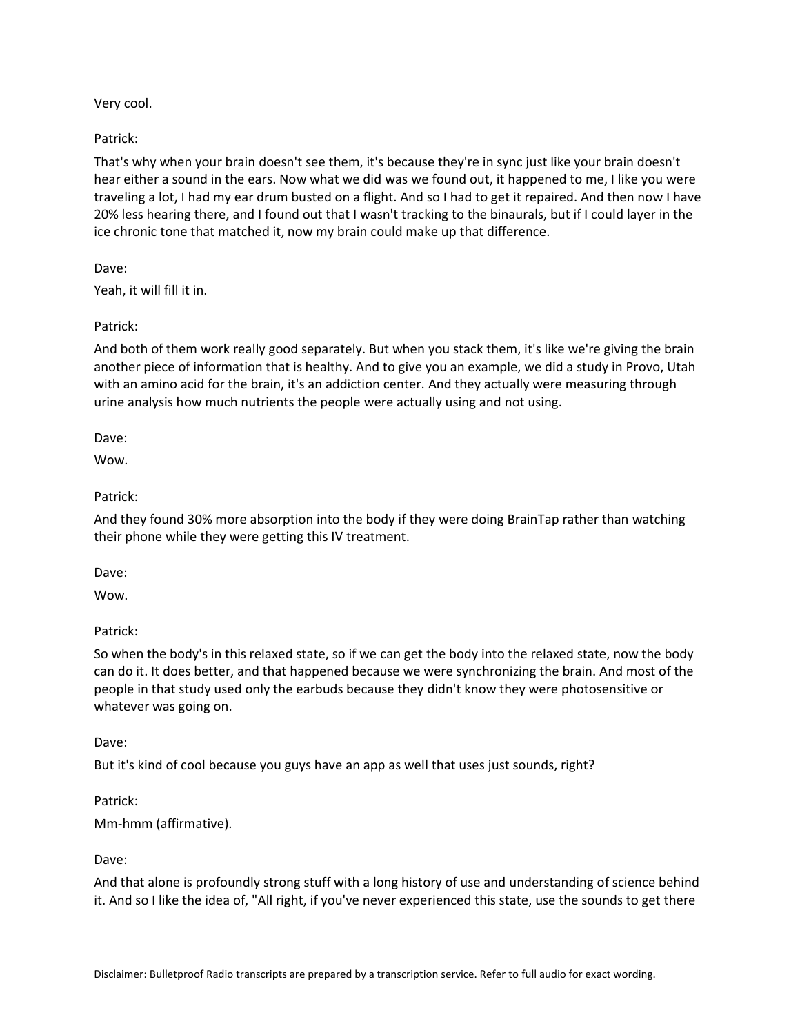Very cool.

Patrick:

That's why when your brain doesn't see them, it's because they're in sync just like your brain doesn't hear either a sound in the ears. Now what we did was we found out, it happened to me, I like you were traveling a lot, I had my ear drum busted on a flight. And so I had to get it repaired. And then now I have 20% less hearing there, and I found out that I wasn't tracking to the binaurals, but if I could layer in the ice chronic tone that matched it, now my brain could make up that difference.

Dave:

Yeah, it will fill it in.

Patrick:

And both of them work really good separately. But when you stack them, it's like we're giving the brain another piece of information that is healthy. And to give you an example, we did a study in Provo, Utah with an amino acid for the brain, it's an addiction center. And they actually were measuring through urine analysis how much nutrients the people were actually using and not using.

Dave:

Wow.

Patrick:

And they found 30% more absorption into the body if they were doing BrainTap rather than watching their phone while they were getting this IV treatment.

Dave:

Wow.

Patrick:

So when the body's in this relaxed state, so if we can get the body into the relaxed state, now the body can do it. It does better, and that happened because we were synchronizing the brain. And most of the people in that study used only the earbuds because they didn't know they were photosensitive or whatever was going on.

Dave:

But it's kind of cool because you guys have an app as well that uses just sounds, right?

Patrick:

Mm-hmm (affirmative).

Dave:

And that alone is profoundly strong stuff with a long history of use and understanding of science behind it. And so I like the idea of, "All right, if you've never experienced this state, use the sounds to get there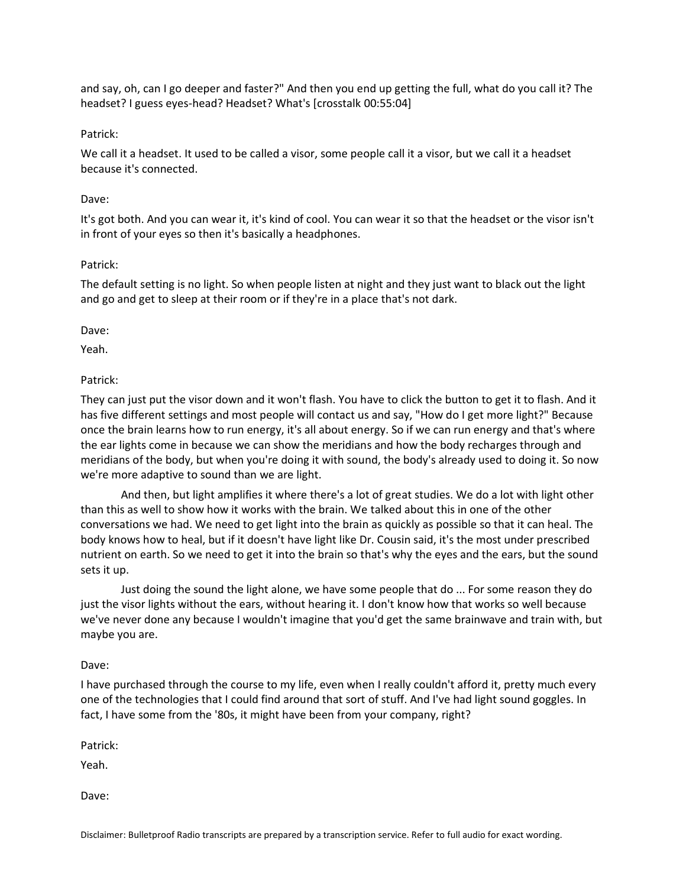and say, oh, can I go deeper and faster?" And then you end up getting the full, what do you call it? The headset? I guess eyes-head? Headset? What's [crosstalk 00:55:04]

Patrick:

We call it a headset. It used to be called a visor, some people call it a visor, but we call it a headset because it's connected.

Dave:

It's got both. And you can wear it, it's kind of cool. You can wear it so that the headset or the visor isn't in front of your eyes so then it's basically a headphones.

Patrick:

The default setting is no light. So when people listen at night and they just want to black out the light and go and get to sleep at their room or if they're in a place that's not dark.

Dave:

Yeah.

Patrick:

They can just put the visor down and it won't flash. You have to click the button to get it to flash. And it has five different settings and most people will contact us and say, "How do I get more light?" Because once the brain learns how to run energy, it's all about energy. So if we can run energy and that's where the ear lights come in because we can show the meridians and how the body recharges through and meridians of the body, but when you're doing it with sound, the body's already used to doing it. So now we're more adaptive to sound than we are light.

And then, but light amplifies it where there's a lot of great studies. We do a lot with light other than this as well to show how it works with the brain. We talked about this in one of the other conversations we had. We need to get light into the brain as quickly as possible so that it can heal. The body knows how to heal, but if it doesn't have light like Dr. Cousin said, it's the most under prescribed nutrient on earth. So we need to get it into the brain so that's why the eyes and the ears, but the sound sets it up.

Just doing the sound the light alone, we have some people that do ... For some reason they do just the visor lights without the ears, without hearing it. I don't know how that works so well because we've never done any because I wouldn't imagine that you'd get the same brainwave and train with, but maybe you are.

Dave:

I have purchased through the course to my life, even when I really couldn't afford it, pretty much every one of the technologies that I could find around that sort of stuff. And I've had light sound goggles. In fact, I have some from the '80s, it might have been from your company, right?

Patrick:

Yeah.

Dave: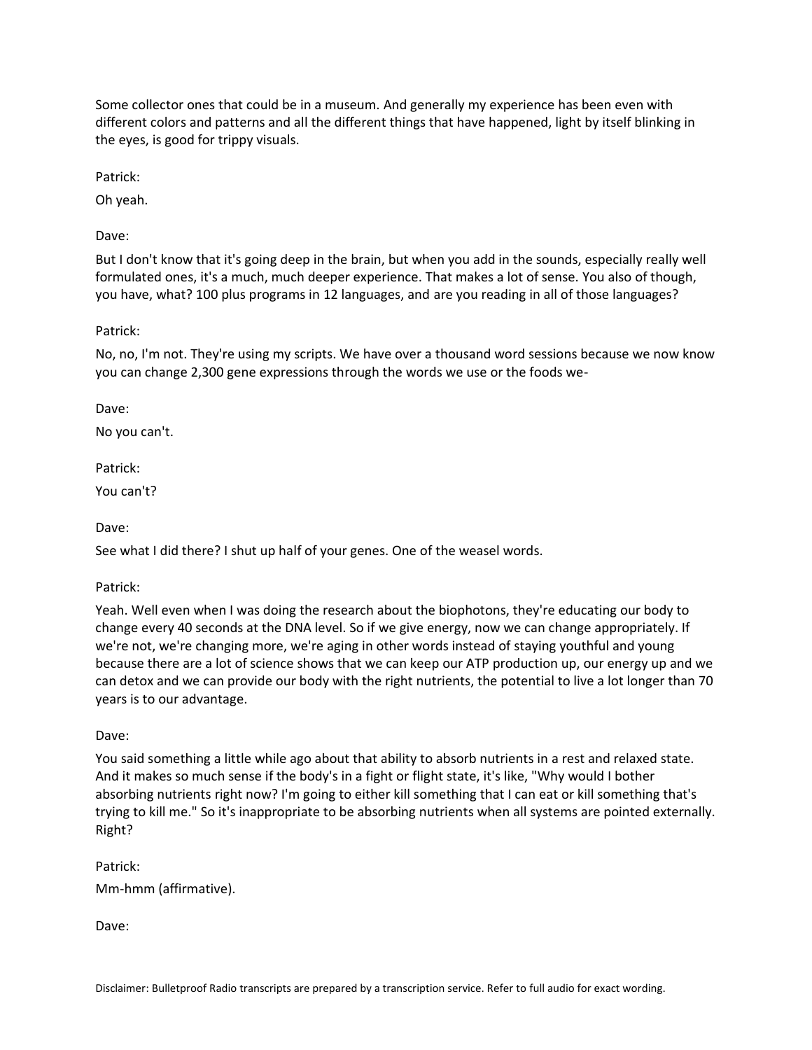Some collector ones that could be in a museum. And generally my experience has been even with different colors and patterns and all the different things that have happened, light by itself blinking in the eyes, is good for trippy visuals.

Patrick:

Oh yeah.

Dave:

But I don't know that it's going deep in the brain, but when you add in the sounds, especially really well formulated ones, it's a much, much deeper experience. That makes a lot of sense. You also of though, you have, what? 100 plus programs in 12 languages, and are you reading in all of those languages?

Patrick:

No, no, I'm not. They're using my scripts. We have over a thousand word sessions because we now know you can change 2,300 gene expressions through the words we use or the foods we-

Dave:

No you can't.

Patrick:

You can't?

Dave:

See what I did there? I shut up half of your genes. One of the weasel words.

Patrick:

Yeah. Well even when I was doing the research about the biophotons, they're educating our body to change every 40 seconds at the DNA level. So if we give energy, now we can change appropriately. If we're not, we're changing more, we're aging in other words instead of staying youthful and young because there are a lot of science shows that we can keep our ATP production up, our energy up and we can detox and we can provide our body with the right nutrients, the potential to live a lot longer than 70 years is to our advantage.

Dave:

You said something a little while ago about that ability to absorb nutrients in a rest and relaxed state. And it makes so much sense if the body's in a fight or flight state, it's like, "Why would I bother absorbing nutrients right now? I'm going to either kill something that I can eat or kill something that's trying to kill me." So it's inappropriate to be absorbing nutrients when all systems are pointed externally. Right?

Patrick:

Mm-hmm (affirmative).

Dave: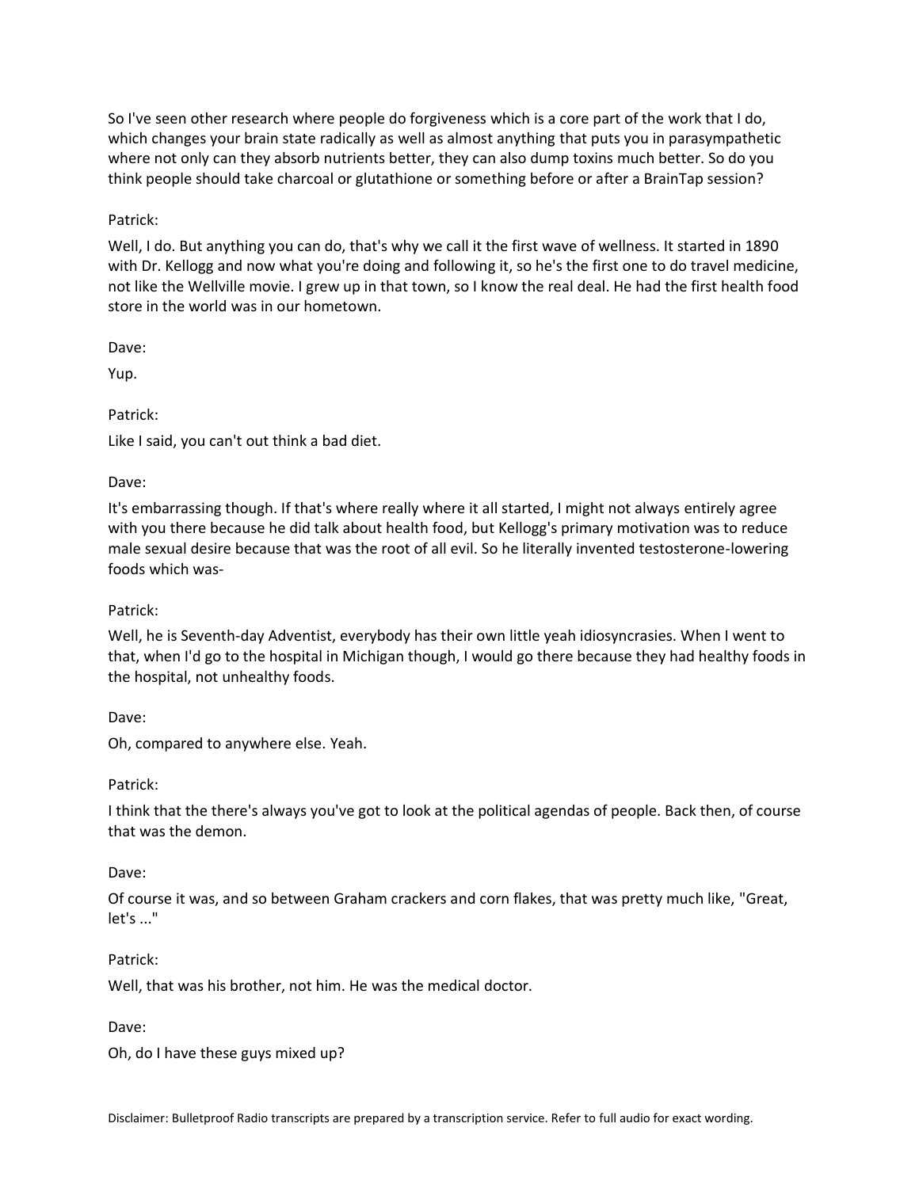So I've seen other research where people do forgiveness which is a core part of the work that I do, which changes your brain state radically as well as almost anything that puts you in parasympathetic where not only can they absorb nutrients better, they can also dump toxins much better. So do you think people should take charcoal or glutathione or something before or after a BrainTap session?

Patrick:

Well, I do. But anything you can do, that's why we call it the first wave of wellness. It started in 1890 with Dr. Kellogg and now what you're doing and following it, so he's the first one to do travel medicine, not like the Wellville movie. I grew up in that town, so I know the real deal. He had the first health food store in the world was in our hometown.

Dave:

Yup.

Patrick:

Like I said, you can't out think a bad diet.

Dave:

It's embarrassing though. If that's where really where it all started, I might not always entirely agree with you there because he did talk about health food, but Kellogg's primary motivation was to reduce male sexual desire because that was the root of all evil. So he literally invented testosterone-lowering foods which was-

Patrick:

Well, he is Seventh-day Adventist, everybody has their own little yeah idiosyncrasies. When I went to that, when I'd go to the hospital in Michigan though, I would go there because they had healthy foods in the hospital, not unhealthy foods.

Dave:

Oh, compared to anywhere else. Yeah.

Patrick:

I think that the there's always you've got to look at the political agendas of people. Back then, of course that was the demon.

Dave:

Of course it was, and so between Graham crackers and corn flakes, that was pretty much like, "Great, let's ..."

Patrick:

Well, that was his brother, not him. He was the medical doctor.

Dave:

Oh, do I have these guys mixed up?

Disclaimer: Bulletproof Radio transcripts are prepared by a transcription service. Refer to full audio for exact wording.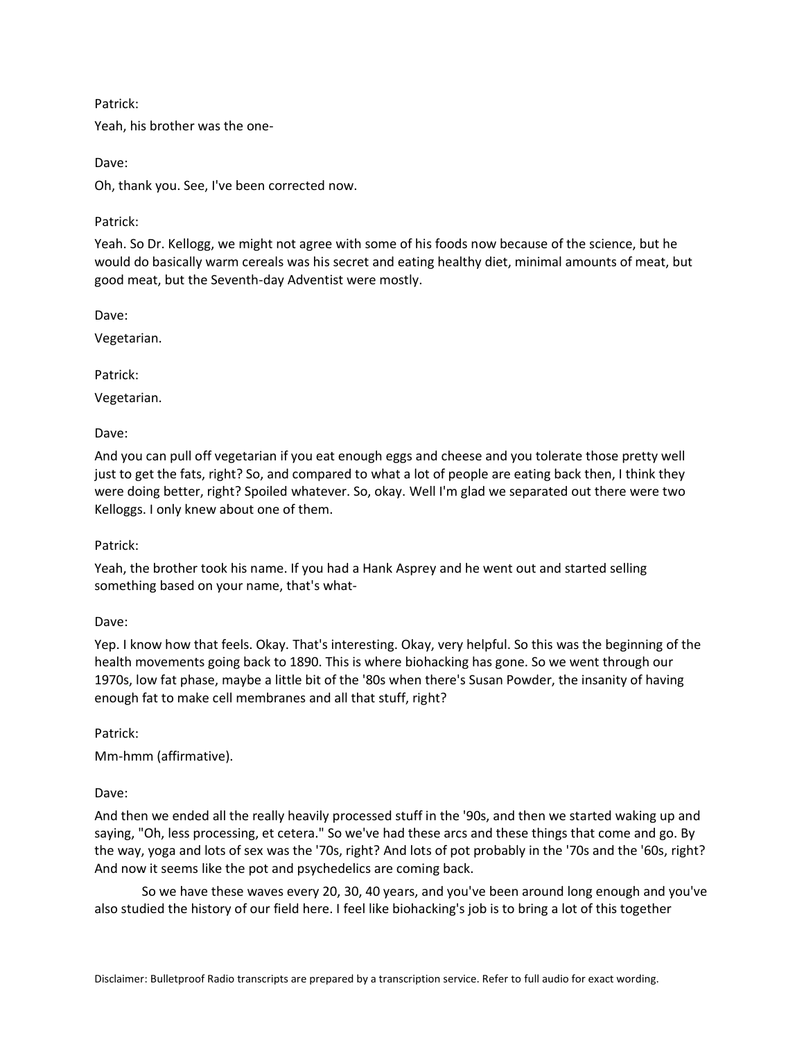Patrick:

Yeah, his brother was the one-

Dave:

Oh, thank you. See, I've been corrected now.

Patrick:

Yeah. So Dr. Kellogg, we might not agree with some of his foods now because of the science, but he would do basically warm cereals was his secret and eating healthy diet, minimal amounts of meat, but good meat, but the Seventh-day Adventist were mostly.

Dave:

Vegetarian.

Patrick:

Vegetarian.

Dave:

And you can pull off vegetarian if you eat enough eggs and cheese and you tolerate those pretty well just to get the fats, right? So, and compared to what a lot of people are eating back then, I think they were doing better, right? Spoiled whatever. So, okay. Well I'm glad we separated out there were two Kelloggs. I only knew about one of them.

Patrick:

Yeah, the brother took his name. If you had a Hank Asprey and he went out and started selling something based on your name, that's what-

Dave:

Yep. I know how that feels. Okay. That's interesting. Okay, very helpful. So this was the beginning of the health movements going back to 1890. This is where biohacking has gone. So we went through our 1970s, low fat phase, maybe a little bit of the '80s when there's Susan Powder, the insanity of having enough fat to make cell membranes and all that stuff, right?

Patrick:

Mm-hmm (affirmative).

Dave:

And then we ended all the really heavily processed stuff in the '90s, and then we started waking up and saying, "Oh, less processing, et cetera." So we've had these arcs and these things that come and go. By the way, yoga and lots of sex was the '70s, right? And lots of pot probably in the '70s and the '60s, right? And now it seems like the pot and psychedelics are coming back.

So we have these waves every 20, 30, 40 years, and you've been around long enough and you've also studied the history of our field here. I feel like biohacking's job is to bring a lot of this together

Disclaimer: Bulletproof Radio transcripts are prepared by a transcription service. Refer to full audio for exact wording.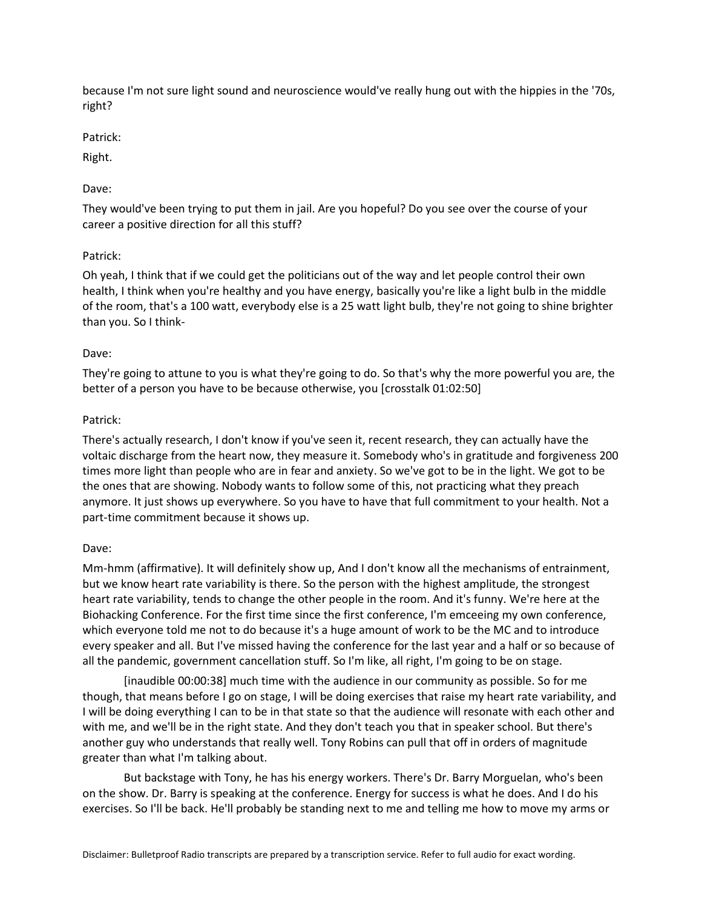because I'm not sure light sound and neuroscience would've really hung out with the hippies in the '70s, right?

Patrick:

Right.

Dave:

They would've been trying to put them in jail. Are you hopeful? Do you see over the course of your career a positive direction for all this stuff?

Patrick:

Oh yeah, I think that if we could get the politicians out of the way and let people control their own health, I think when you're healthy and you have energy, basically you're like a light bulb in the middle of the room, that's a 100 watt, everybody else is a 25 watt light bulb, they're not going to shine brighter than you. So I think-

Dave:

They're going to attune to you is what they're going to do. So that's why the more powerful you are, the better of a person you have to be because otherwise, you [crosstalk 01:02:50]

Patrick:

There's actually research, I don't know if you've seen it, recent research, they can actually have the voltaic discharge from the heart now, they measure it. Somebody who's in gratitude and forgiveness 200 times more light than people who are in fear and anxiety. So we've got to be in the light. We got to be the ones that are showing. Nobody wants to follow some of this, not practicing what they preach anymore. It just shows up everywhere. So you have to have that full commitment to your health. Not a part-time commitment because it shows up.

Dave:

Mm-hmm (affirmative). It will definitely show up, And I don't know all the mechanisms of entrainment, but we know heart rate variability is there. So the person with the highest amplitude, the strongest heart rate variability, tends to change the other people in the room. And it's funny. We're here at the Biohacking Conference. For the first time since the first conference, I'm emceeing my own conference, which everyone told me not to do because it's a huge amount of work to be the MC and to introduce every speaker and all. But I've missed having the conference for the last year and a half or so because of all the pandemic, government cancellation stuff. So I'm like, all right, I'm going to be on stage.

[inaudible 00:00:38] much time with the audience in our community as possible. So for me though, that means before I go on stage, I will be doing exercises that raise my heart rate variability, and I will be doing everything I can to be in that state so that the audience will resonate with each other and with me, and we'll be in the right state. And they don't teach you that in speaker school. But there's another guy who understands that really well. Tony Robins can pull that off in orders of magnitude greater than what I'm talking about.

But backstage with Tony, he has his energy workers. There's Dr. Barry Morguelan, who's been on the show. Dr. Barry is speaking at the conference. Energy for success is what he does. And I do his exercises. So I'll be back. He'll probably be standing next to me and telling me how to move my arms or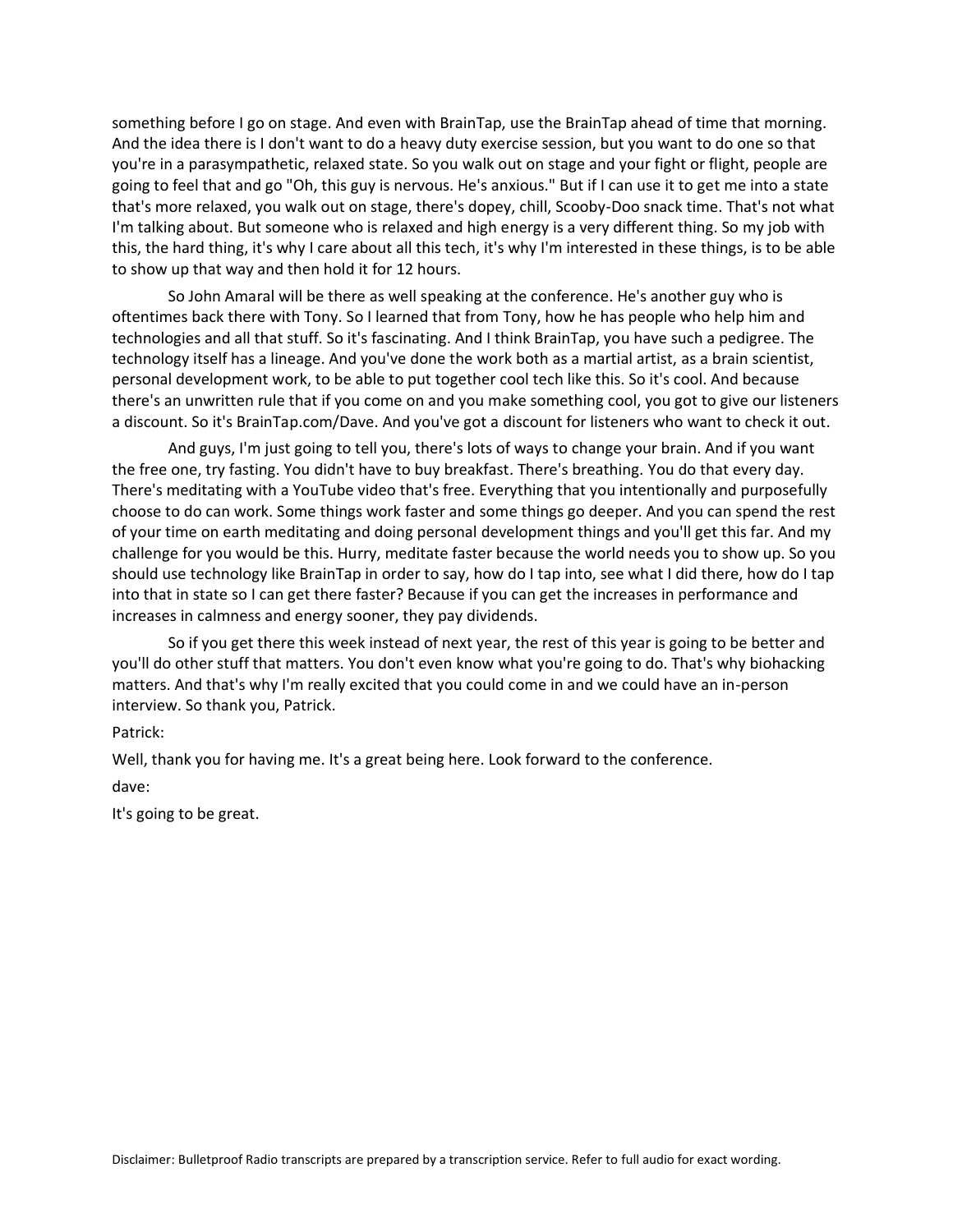something before I go on stage. And even with BrainTap, use the BrainTap ahead of time that morning. And the idea there is I don't want to do a heavy duty exercise session, but you want to do one so that you're in a parasympathetic, relaxed state. So you walk out on stage and your fight or flight, people are going to feel that and go "Oh, this guy is nervous. He's anxious." But if I can use it to get me into a state that's more relaxed, you walk out on stage, there's dopey, chill, Scooby-Doo snack time. That's not what I'm talking about. But someone who is relaxed and high energy is a very different thing. So my job with this, the hard thing, it's why I care about all this tech, it's why I'm interested in these things, is to be able to show up that way and then hold it for 12 hours.

So John Amaral will be there as well speaking at the conference. He's another guy who is oftentimes back there with Tony. So I learned that from Tony, how he has people who help him and technologies and all that stuff. So it's fascinating. And I think BrainTap, you have such a pedigree. The technology itself has a lineage. And you've done the work both as a martial artist, as a brain scientist, personal development work, to be able to put together cool tech like this. So it's cool. And because there's an unwritten rule that if you come on and you make something cool, you got to give our listeners a discount. So it's BrainTap.com/Dave. And you've got a discount for listeners who want to check it out.

And guys, I'm just going to tell you, there's lots of ways to change your brain. And if you want the free one, try fasting. You didn't have to buy breakfast. There's breathing. You do that every day. There's meditating with a YouTube video that's free. Everything that you intentionally and purposefully choose to do can work. Some things work faster and some things go deeper. And you can spend the rest of your time on earth meditating and doing personal development things and you'll get this far. And my challenge for you would be this. Hurry, meditate faster because the world needs you to show up. So you should use technology like BrainTap in order to say, how do I tap into, see what I did there, how do I tap into that in state so I can get there faster? Because if you can get the increases in performance and increases in calmness and energy sooner, they pay dividends.

So if you get there this week instead of next year, the rest of this year is going to be better and you'll do other stuff that matters. You don't even know what you're going to do. That's why biohacking matters. And that's why I'm really excited that you could come in and we could have an in-person interview. So thank you, Patrick.

Patrick:

Well, thank you for having me. It's a great being here. Look forward to the conference.

dave:

It's going to be great.

Disclaimer: Bulletproof Radio transcripts are prepared by a transcription service. Refer to full audio for exact wording.